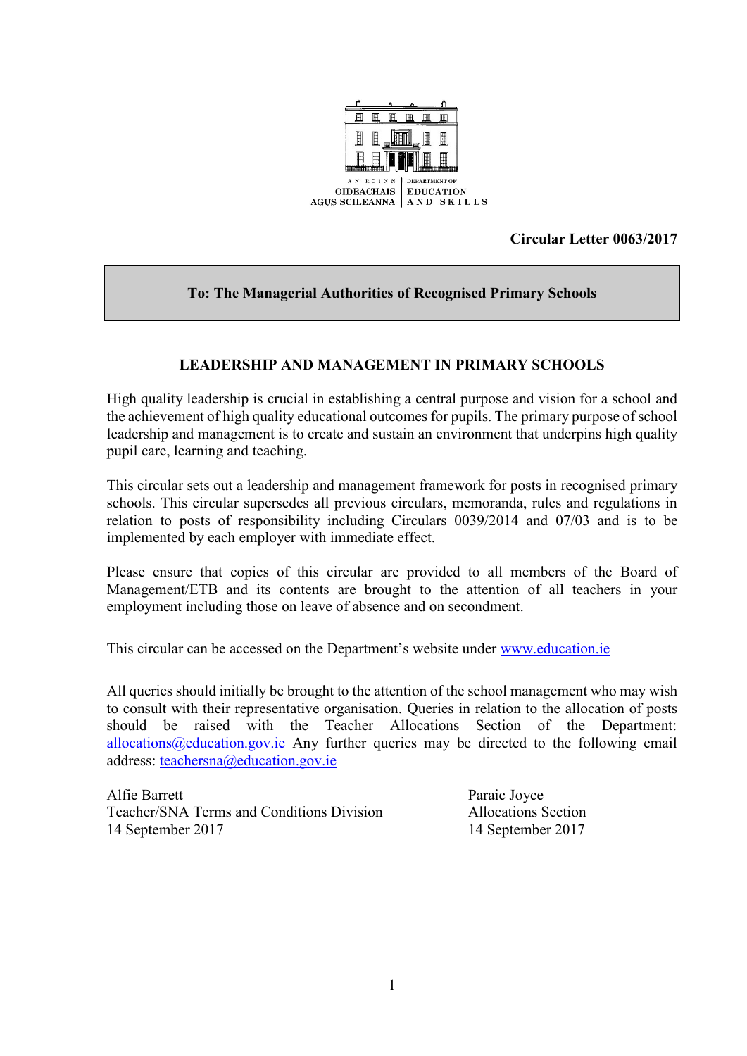AN ROINN OIDEACHAIS AGUS SCILEANNA | DEPARTMENT OF EDUCATION AND SKILLS

**Circular Letter 0063/2017**

**To: The Managerial Authorities of Recognised Primary Schools**

## LEADERSHIP AND MANAGEMENT IN PRIMARY SCHOOLS

High quality leadership is crucial in establishing a central purpose and vision for a school and the achievement of high quality educational outcomes for pupils. The primary purpose of school leadership and management is to create and sustain an environment that underpins high quality pupil care, learning and teaching.

This circular sets out a leadership and management framework for posts in recognised primary schools. This circular supersedes all previous circulars, memoranda, rules and regulations in relation to posts of responsibility including Circulars 0039/2014 and 07/03 and is to be implemented by each employer with immediate effect.

Please ensure that copies of this circular are provided to all members of the Board of Management/ETB and its contents are brought to the attention of all teachers in your employment including those on leave of absence and on secondment.

This circular can be accessed on the Department's website under www.education.ie

All queries should initially be brought to the attention of the school management who may wish to consult with their representative organisation. Queries in relation to the allocation of posts should be raised with the Teacher Allocations Section of the Department: allocations@education.gov.ie Any further queries may be directed to the following email address: teachersna@education.gov.ie

Alfie Barrett
Teacher/SNA Terms and Conditions Division
14 September 2017

Paraic Joyce
Allocations Section
14 September 2017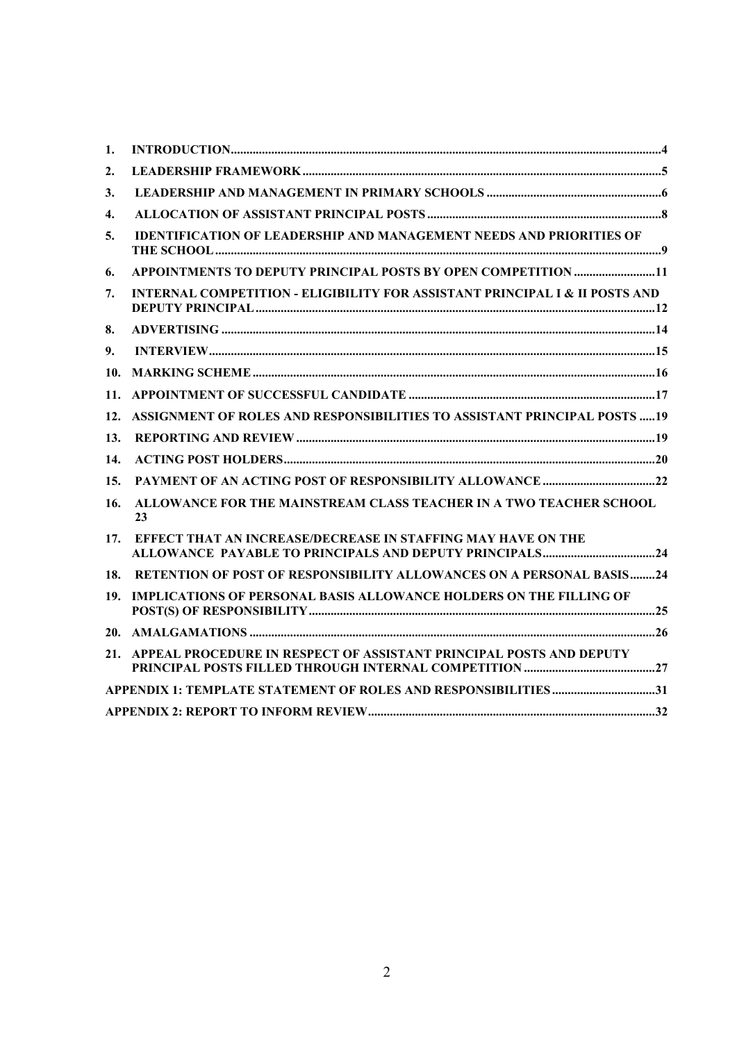| | | |
|---|---|---|
| 1. | INTRODUCTION | 4 |
| 2. | LEADERSHIP FRAMEWORK | 5 |
| 3. | LEADERSHIP AND MANAGEMENT IN PRIMARY SCHOOLS | 6 |
| 4. | ALLOCATION OF ASSISTANT PRINCIPAL POSTS | 8 |
| 5. | IDENTIFICATION OF LEADERSHIP AND MANAGEMENT NEEDS AND PRIORITIES OF THE SCHOOL | 9 |
| 6. | APPOINTMENTS TO DEPUTY PRINCIPAL POSTS BY OPEN COMPETITION | 11 |
| 7. | INTERNAL COMPETITION - ELIGIBILITY FOR ASSISTANT PRINCIPAL I & II POSTS AND DEPUTY PRINCIPAL | 12 |
| 8. | ADVERTISING | 14 |
| 9. | INTERVIEW | 15 |
| 10. | MARKING SCHEME | 16 |
| 11. | APPOINTMENT OF SUCCESSFUL CANDIDATE | 17 |
| 12. | ASSIGNMENT OF ROLES AND RESPONSIBILITIES TO ASSISTANT PRINCIPAL POSTS | 19 |
| 13. | REPORTING AND REVIEW | 19 |
| 14. | ACTING POST HOLDERS | 20 |
| 15. | PAYMENT OF AN ACTING POST OF RESPONSIBILITY ALLOWANCE | 22 |
| 16. | ALLOWANCE FOR THE MAINSTREAM CLASS TEACHER IN A TWO TEACHER SCHOOL | 23 |
| 17. | EFFECT THAT AN INCREASE/DECREASE IN STAFFING MAY HAVE ON THE ALLOWANCE PAYABLE TO PRINCIPALS AND DEPUTY PRINCIPALS | 24 |
| 18. | RETENTION OF POST OF RESPONSIBILITY ALLOWANCES ON A PERSONAL BASIS | 24 |
| 19. | IMPLICATIONS OF PERSONAL BASIS ALLOWANCE HOLDERS ON THE FILLING OF POST(S) OF RESPONSIBILITY | 25 |
| 20. | AMALGAMATIONS | 26 |
| 21. | APPEAL PROCEDURE IN RESPECT OF ASSISTANT PRINCIPAL POSTS AND DEPUTY PRINCIPAL POSTS FILLED THROUGH INTERNAL COMPETITION | 27 |
| | APPENDIX 1: TEMPLATE STATEMENT OF ROLES AND RESPONSIBILITIES | 31 |
| | APPENDIX 2: REPORT TO INFORM REVIEW | 32 |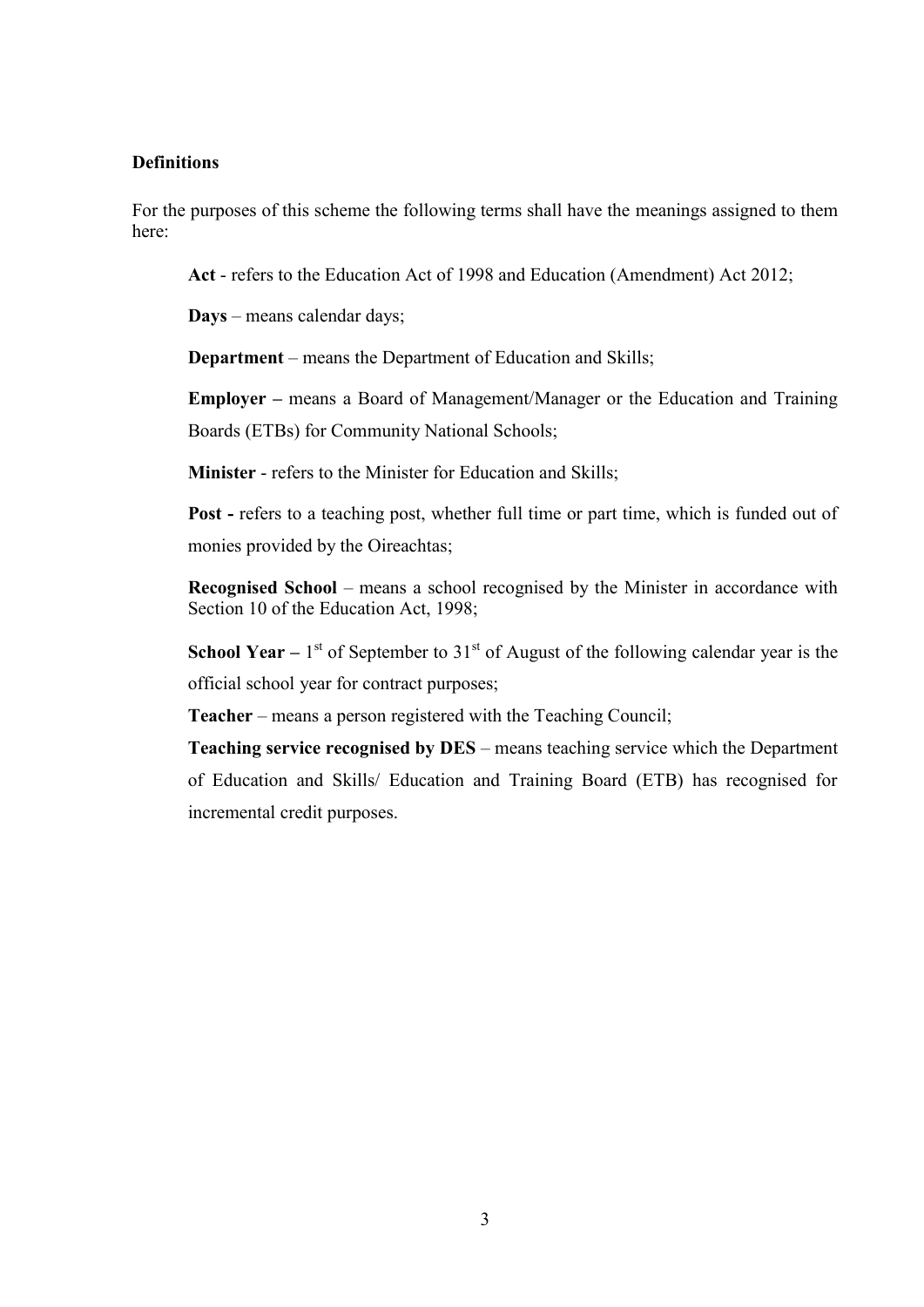**Definitions**

For the purposes of this scheme the following terms shall have the meanings assigned to them here:

**Act** - refers to the Education Act of 1998 and Education (Amendment) Act 2012;

**Days** – means calendar days;

**Department** – means the Department of Education and Skills;

**Employer –** means a Board of Management/Manager or the Education and Training Boards (ETBs) for Community National Schools;

**Minister** - refers to the Minister for Education and Skills;

**Post -** refers to a teaching post, whether full time or part time, which is funded out of monies provided by the Oireachtas;

**Recognised School** – means a school recognised by the Minister in accordance with Section 10 of the Education Act, 1998;

**School Year –** 1st of September to 31st of August of the following calendar year is the official school year for contract purposes;

**Teacher** – means a person registered with the Teaching Council;

**Teaching service recognised by DES** – means teaching service which the Department of Education and Skills/ Education and Training Board (ETB) has recognised for incremental credit purposes.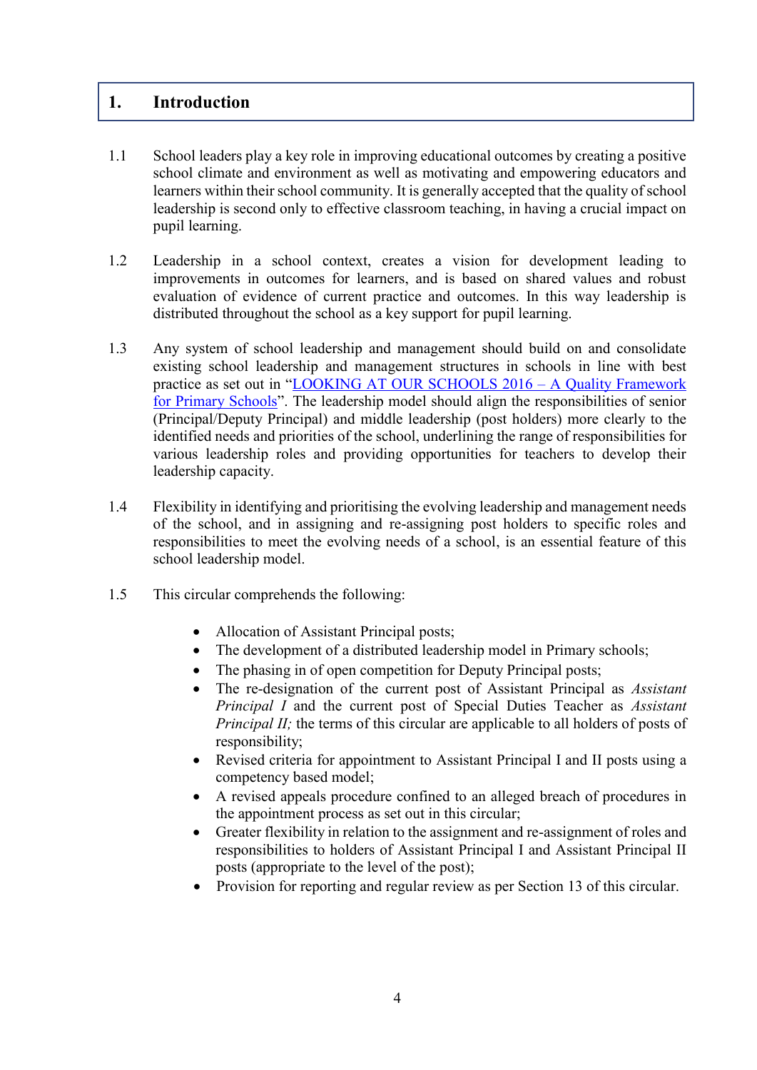# 1. Introduction

1.1 School leaders play a key role in improving educational outcomes by creating a positive school climate and environment as well as motivating and empowering educators and learners within their school community. It is generally accepted that the quality of school leadership is second only to effective classroom teaching, in having a crucial impact on pupil learning.

1.2 Leadership in a school context, creates a vision for development leading to improvements in outcomes for learners, and is based on shared values and robust evaluation of evidence of current practice and outcomes. In this way leadership is distributed throughout the school as a key support for pupil learning.

1.3 Any system of school leadership and management should build on and consolidate existing school leadership and management structures in schools in line with best practice as set out in "LOOKING AT OUR SCHOOLS 2016 – A Quality Framework for Primary Schools". The leadership model should align the responsibilities of senior (Principal/Deputy Principal) and middle leadership (post holders) more clearly to the identified needs and priorities of the school, underlining the range of responsibilities for various leadership roles and providing opportunities for teachers to develop their leadership capacity.

1.4 Flexibility in identifying and prioritising the evolving leadership and management needs of the school, and in assigning and re-assigning post holders to specific roles and responsibilities to meet the evolving needs of a school, is an essential feature of this school leadership model.

1.5 This circular comprehends the following:

- Allocation of Assistant Principal posts;
- The development of a distributed leadership model in Primary schools;
- The phasing in of open competition for Deputy Principal posts;
- The re-designation of the current post of Assistant Principal as *Assistant Principal I* and the current post of Special Duties Teacher as *Assistant Principal II;* the terms of this circular are applicable to all holders of posts of responsibility;
- Revised criteria for appointment to Assistant Principal I and II posts using a competency based model;
- A revised appeals procedure confined to an alleged breach of procedures in the appointment process as set out in this circular;
- Greater flexibility in relation to the assignment and re-assignment of roles and responsibilities to holders of Assistant Principal I and Assistant Principal II posts (appropriate to the level of the post);
- Provision for reporting and regular review as per Section 13 of this circular.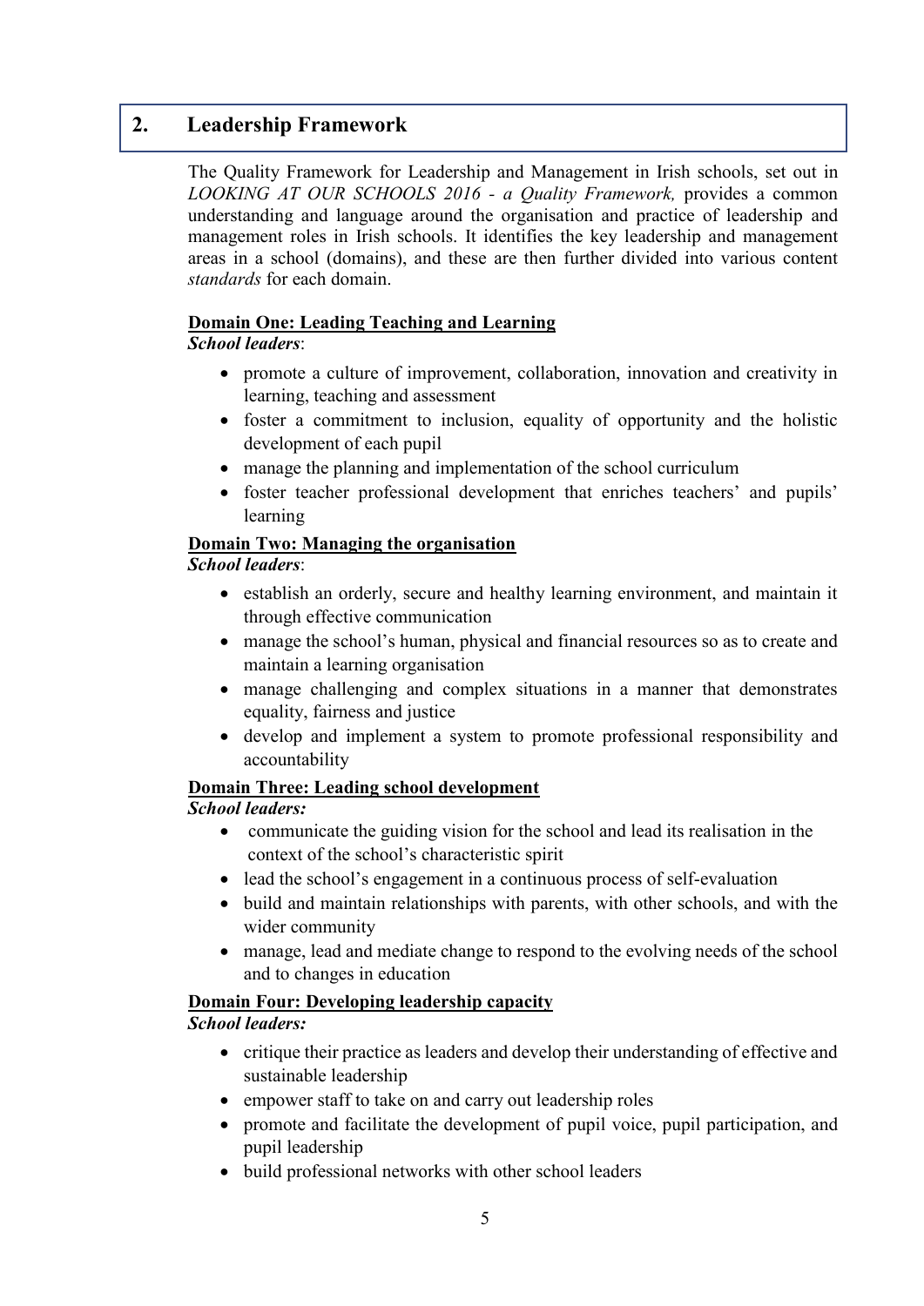## 2. Leadership Framework

The Quality Framework for Leadership and Management in Irish schools, set out in *LOOKING AT OUR SCHOOLS 2016 - a Quality Framework,* provides a common understanding and language around the organisation and practice of leadership and management roles in Irish schools. It identifies the key leadership and management areas in a school (domains), and these are then further divided into various content *standards* for each domain.

**Domain One: Leading Teaching and Learning**

***School leaders***:

- promote a culture of improvement, collaboration, innovation and creativity in learning, teaching and assessment
- foster a commitment to inclusion, equality of opportunity and the holistic development of each pupil
- manage the planning and implementation of the school curriculum
- foster teacher professional development that enriches teachers' and pupils' learning

**Domain Two: Managing the organisation**

***School leaders***:

- establish an orderly, secure and healthy learning environment, and maintain it through effective communication
- manage the school's human, physical and financial resources so as to create and maintain a learning organisation
- manage challenging and complex situations in a manner that demonstrates equality, fairness and justice
- develop and implement a system to promote professional responsibility and accountability

**Domain Three: Leading school development**

***School leaders:***

- communicate the guiding vision for the school and lead its realisation in the context of the school's characteristic spirit
- lead the school's engagement in a continuous process of self-evaluation
- build and maintain relationships with parents, with other schools, and with the wider community
- manage, lead and mediate change to respond to the evolving needs of the school and to changes in education

**Domain Four: Developing leadership capacity**

***School leaders:***

- critique their practice as leaders and develop their understanding of effective and sustainable leadership
- empower staff to take on and carry out leadership roles
- promote and facilitate the development of pupil voice, pupil participation, and pupil leadership
- build professional networks with other school leaders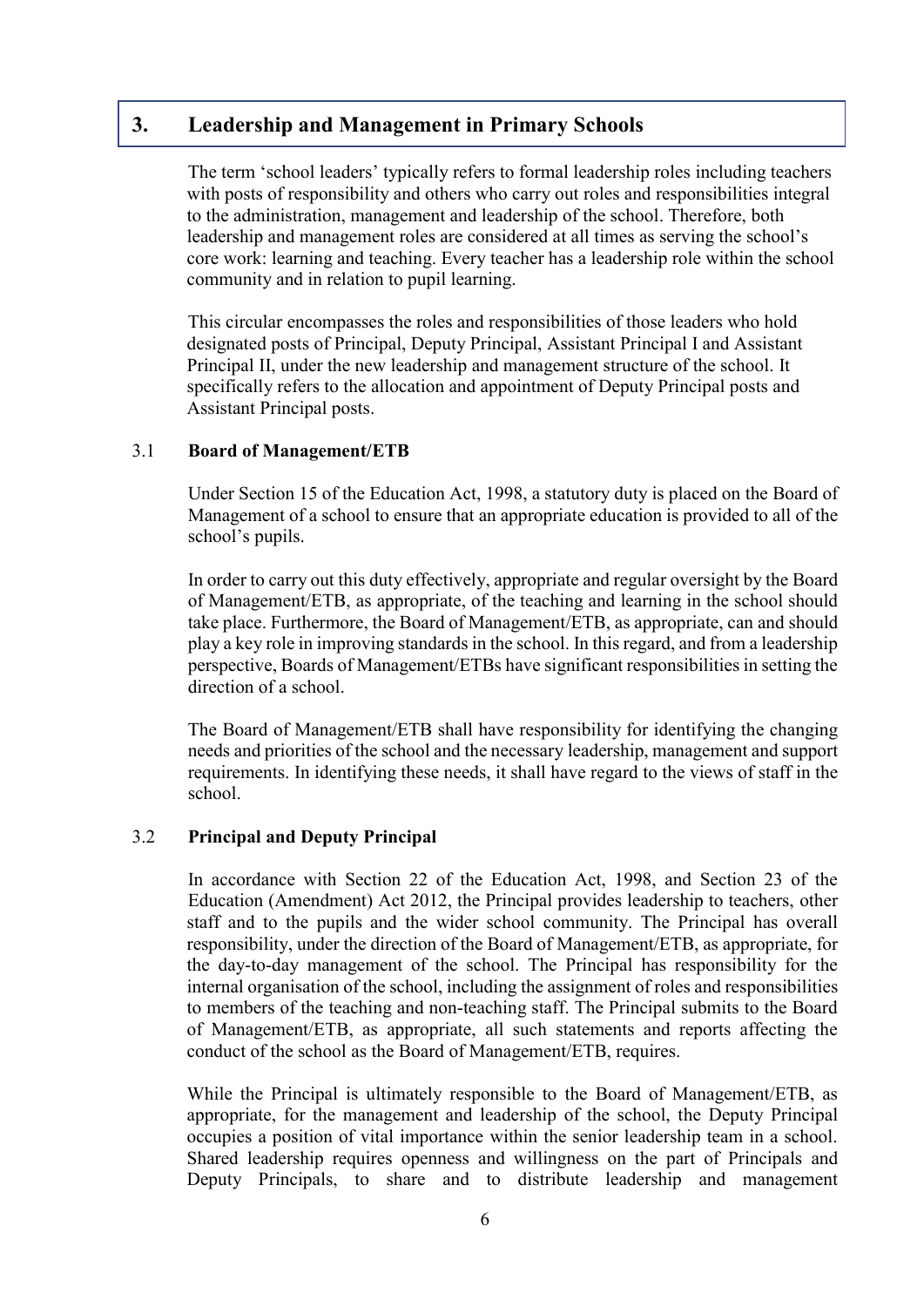## 3. Leadership and Management in Primary Schools

The term 'school leaders' typically refers to formal leadership roles including teachers with posts of responsibility and others who carry out roles and responsibilities integral to the administration, management and leadership of the school. Therefore, both leadership and management roles are considered at all times as serving the school's core work: learning and teaching. Every teacher has a leadership role within the school community and in relation to pupil learning.

This circular encompasses the roles and responsibilities of those leaders who hold designated posts of Principal, Deputy Principal, Assistant Principal I and Assistant Principal II, under the new leadership and management structure of the school. It specifically refers to the allocation and appointment of Deputy Principal posts and Assistant Principal posts.

### 3.1 Board of Management/ETB

Under Section 15 of the Education Act, 1998, a statutory duty is placed on the Board of Management of a school to ensure that an appropriate education is provided to all of the school's pupils.

In order to carry out this duty effectively, appropriate and regular oversight by the Board of Management/ETB, as appropriate, of the teaching and learning in the school should take place. Furthermore, the Board of Management/ETB, as appropriate, can and should play a key role in improving standards in the school. In this regard, and from a leadership perspective, Boards of Management/ETBs have significant responsibilities in setting the direction of a school.

The Board of Management/ETB shall have responsibility for identifying the changing needs and priorities of the school and the necessary leadership, management and support requirements. In identifying these needs, it shall have regard to the views of staff in the school.

### 3.2 Principal and Deputy Principal

In accordance with Section 22 of the Education Act, 1998, and Section 23 of the Education (Amendment) Act 2012, the Principal provides leadership to teachers, other staff and to the pupils and the wider school community. The Principal has overall responsibility, under the direction of the Board of Management/ETB, as appropriate, for the day-to-day management of the school. The Principal has responsibility for the internal organisation of the school, including the assignment of roles and responsibilities to members of the teaching and non-teaching staff. The Principal submits to the Board of Management/ETB, as appropriate, all such statements and reports affecting the conduct of the school as the Board of Management/ETB, requires.

While the Principal is ultimately responsible to the Board of Management/ETB, as appropriate, for the management and leadership of the school, the Deputy Principal occupies a position of vital importance within the senior leadership team in a school. Shared leadership requires openness and willingness on the part of Principals and Deputy Principals, to share and to distribute leadership and management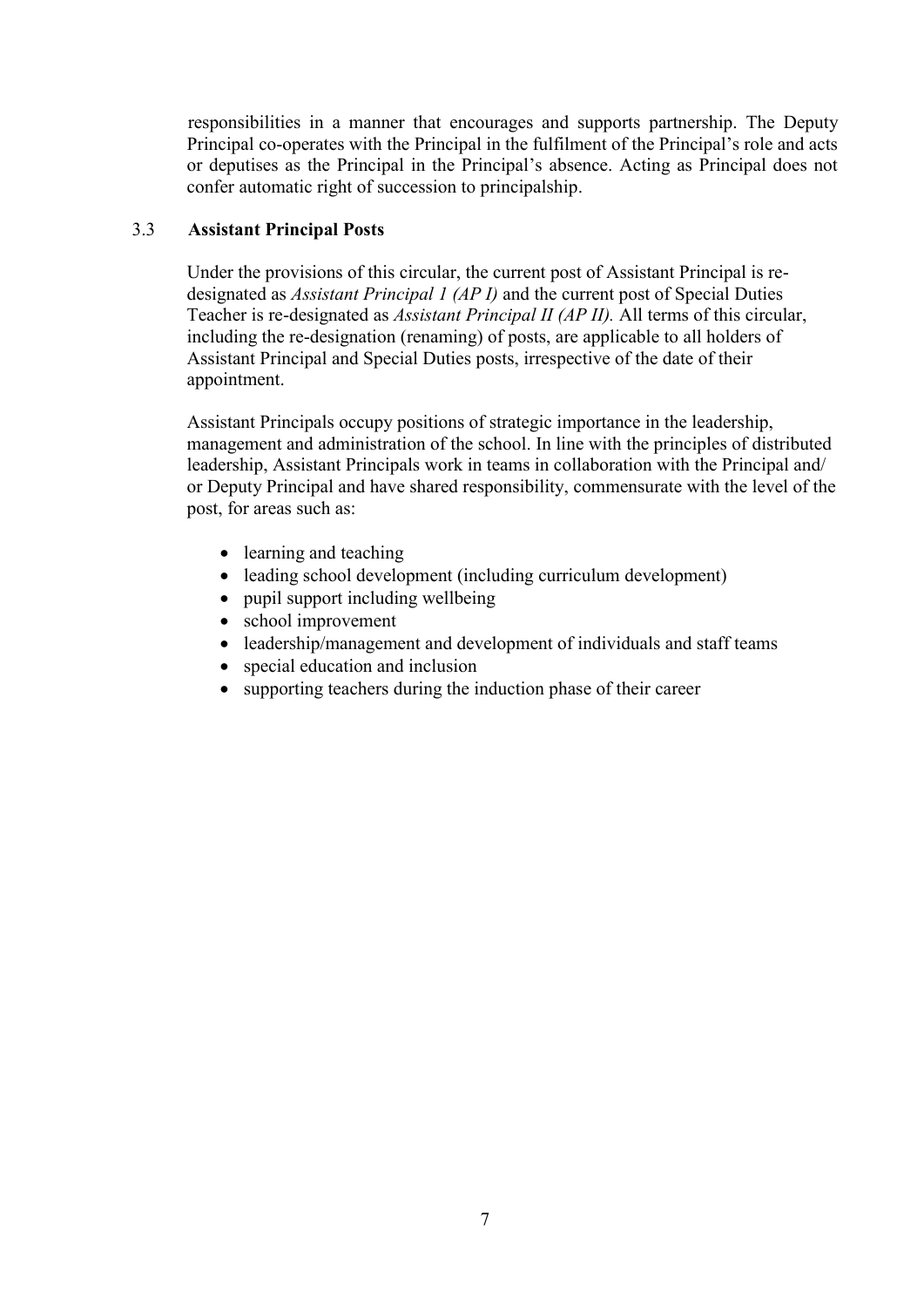responsibilities in a manner that encourages and supports partnership. The Deputy Principal co-operates with the Principal in the fulfilment of the Principal's role and acts or deputises as the Principal in the Principal's absence. Acting as Principal does not confer automatic right of succession to principalship.

### 3.3 Assistant Principal Posts

Under the provisions of this circular, the current post of Assistant Principal is re-designated as *Assistant Principal 1 (AP I)* and the current post of Special Duties Teacher is re-designated as *Assistant Principal II (AP II).* All terms of this circular, including the re-designation (renaming) of posts, are applicable to all holders of Assistant Principal and Special Duties posts, irrespective of the date of their appointment.

Assistant Principals occupy positions of strategic importance in the leadership, management and administration of the school. In line with the principles of distributed leadership, Assistant Principals work in teams in collaboration with the Principal and/ or Deputy Principal and have shared responsibility, commensurate with the level of the post, for areas such as:

- learning and teaching
- leading school development (including curriculum development)
- pupil support including wellbeing
- school improvement
- leadership/management and development of individuals and staff teams
- special education and inclusion
- supporting teachers during the induction phase of their career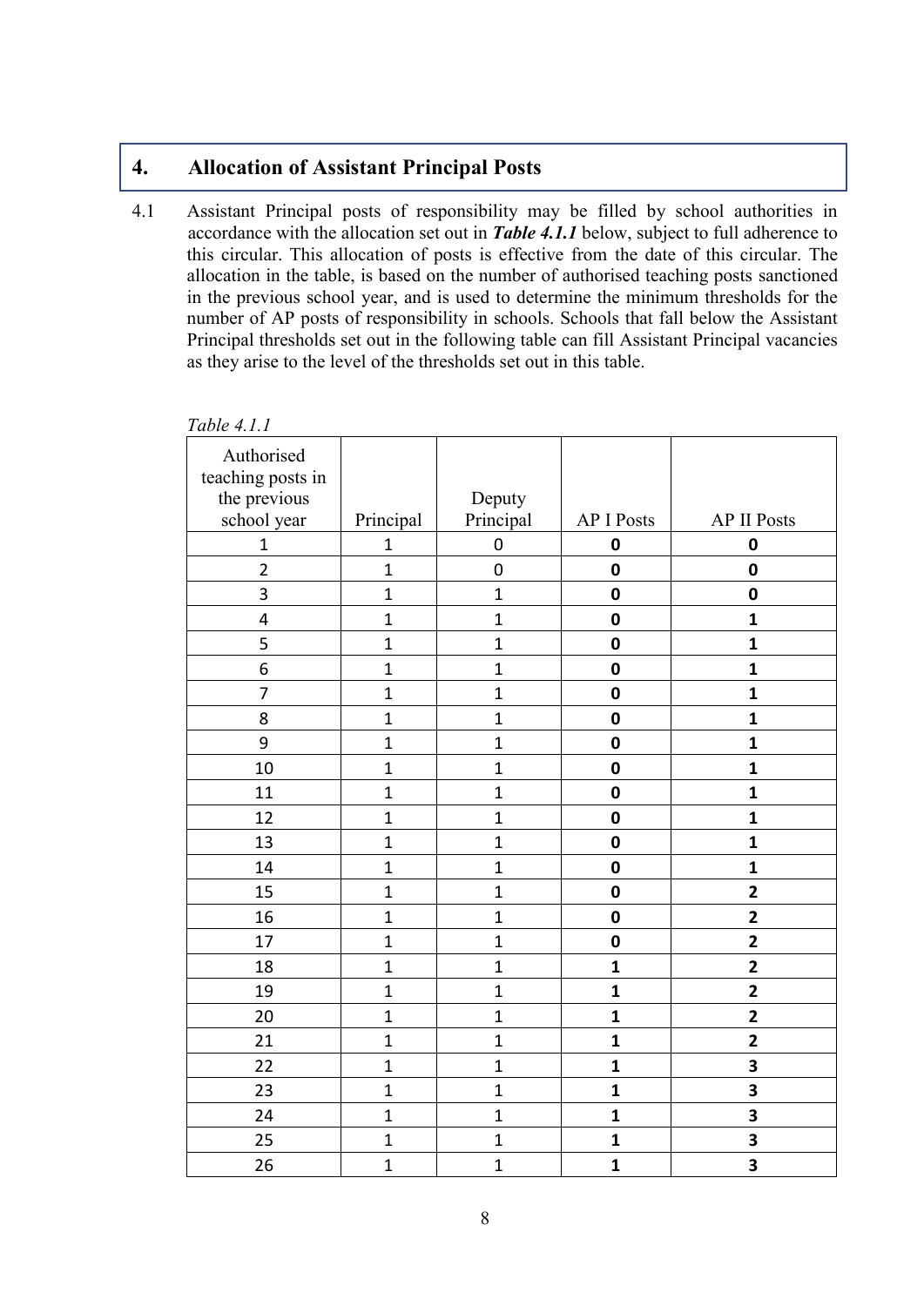## 4. Allocation of Assistant Principal Posts

4.1 Assistant Principal posts of responsibility may be filled by school authorities in accordance with the allocation set out in ***Table 4.1.1*** below, subject to full adherence to this circular. This allocation of posts is effective from the date of this circular. The allocation in the table, is based on the number of authorised teaching posts sanctioned in the previous school year, and is used to determine the minimum thresholds for the number of AP posts of responsibility in schools. Schools that fall below the Assistant Principal thresholds set out in the following table can fill Assistant Principal vacancies as they arise to the level of the thresholds set out in this table.

*Table 4.1.1*

| Authorised teaching posts in the previous school year | Principal | Deputy Principal | AP I Posts | AP II Posts |
|---|---|---|---|---|
| 1 | 1 | 0 | **0** | **0** |
| 2 | 1 | 0 | **0** | **0** |
| 3 | 1 | 1 | **0** | **0** |
| 4 | 1 | 1 | **0** | **1** |
| 5 | 1 | 1 | **0** | **1** |
| 6 | 1 | 1 | **0** | **1** |
| 7 | 1 | 1 | **0** | **1** |
| 8 | 1 | 1 | **0** | **1** |
| 9 | 1 | 1 | **0** | **1** |
| 10 | 1 | 1 | **0** | **1** |
| 11 | 1 | 1 | **0** | **1** |
| 12 | 1 | 1 | **0** | **1** |
| 13 | 1 | 1 | **0** | **1** |
| 14 | 1 | 1 | **0** | **1** |
| 15 | 1 | 1 | **0** | **2** |
| 16 | 1 | 1 | **0** | **2** |
| 17 | 1 | 1 | **0** | **2** |
| 18 | 1 | 1 | **1** | **2** |
| 19 | 1 | 1 | **1** | **2** |
| 20 | 1 | 1 | **1** | **2** |
| 21 | 1 | 1 | **1** | **2** |
| 22 | 1 | 1 | **1** | **3** |
| 23 | 1 | 1 | **1** | **3** |
| 24 | 1 | 1 | **1** | **3** |
| 25 | 1 | 1 | **1** | **3** |
| 26 | 1 | 1 | **1** | **3** |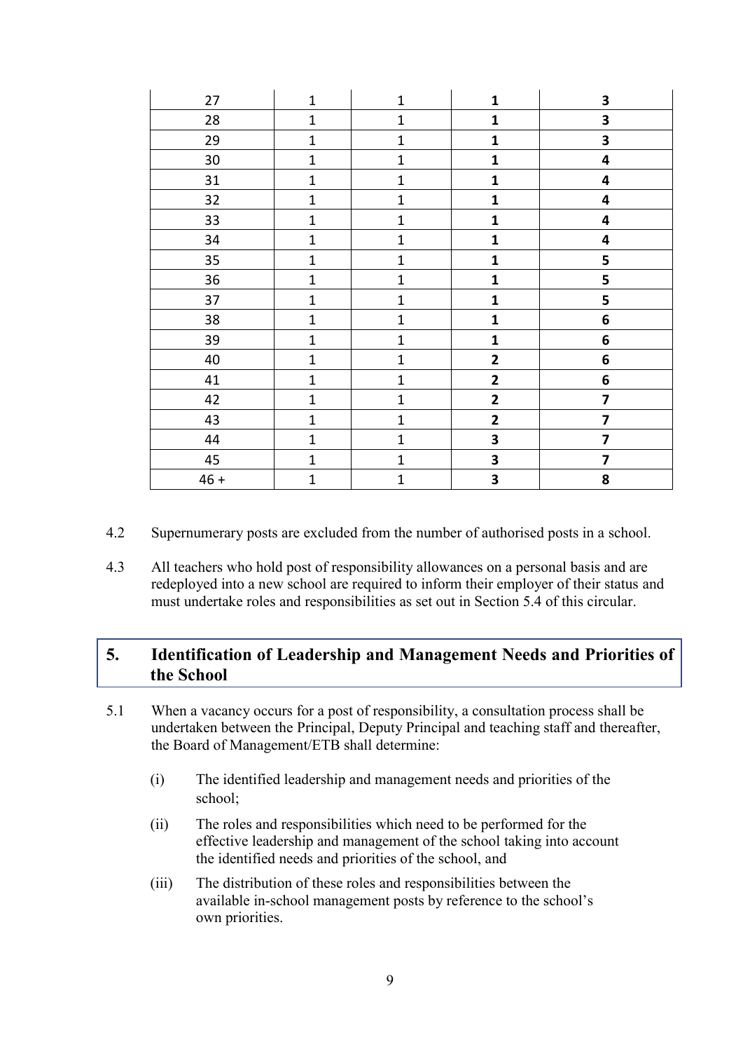| | | | | |
|---|---|---|---|---|
| 27 | 1 | 1 | **1** | **3** |
| 28 | 1 | 1 | **1** | **3** |
| 29 | 1 | 1 | **1** | **3** |
| 30 | 1 | 1 | **1** | **4** |
| 31 | 1 | 1 | **1** | **4** |
| 32 | 1 | 1 | **1** | **4** |
| 33 | 1 | 1 | **1** | **4** |
| 34 | 1 | 1 | **1** | **4** |
| 35 | 1 | 1 | **1** | **5** |
| 36 | 1 | 1 | **1** | **5** |
| 37 | 1 | 1 | **1** | **5** |
| 38 | 1 | 1 | **1** | **6** |
| 39 | 1 | 1 | **1** | **6** |
| 40 | 1 | 1 | **2** | **6** |
| 41 | 1 | 1 | **2** | **6** |
| 42 | 1 | 1 | **2** | **7** |
| 43 | 1 | 1 | **2** | **7** |
| 44 | 1 | 1 | **3** | **7** |
| 45 | 1 | 1 | **3** | **7** |
| 46 + | 1 | 1 | **3** | **8** |

4.2 Supernumerary posts are excluded from the number of authorised posts in a school.

4.3 All teachers who hold post of responsibility allowances on a personal basis and are redeployed into a new school are required to inform their employer of their status and must undertake roles and responsibilities as set out in Section 5.4 of this circular.

## 5. Identification of Leadership and Management Needs and Priorities of the School

5.1 When a vacancy occurs for a post of responsibility, a consultation process shall be undertaken between the Principal, Deputy Principal and teaching staff and thereafter, the Board of Management/ETB shall determine:

(i) The identified leadership and management needs and priorities of the school;

(ii) The roles and responsibilities which need to be performed for the effective leadership and management of the school taking into account the identified needs and priorities of the school, and

(iii) The distribution of these roles and responsibilities between the available in-school management posts by reference to the school's own priorities.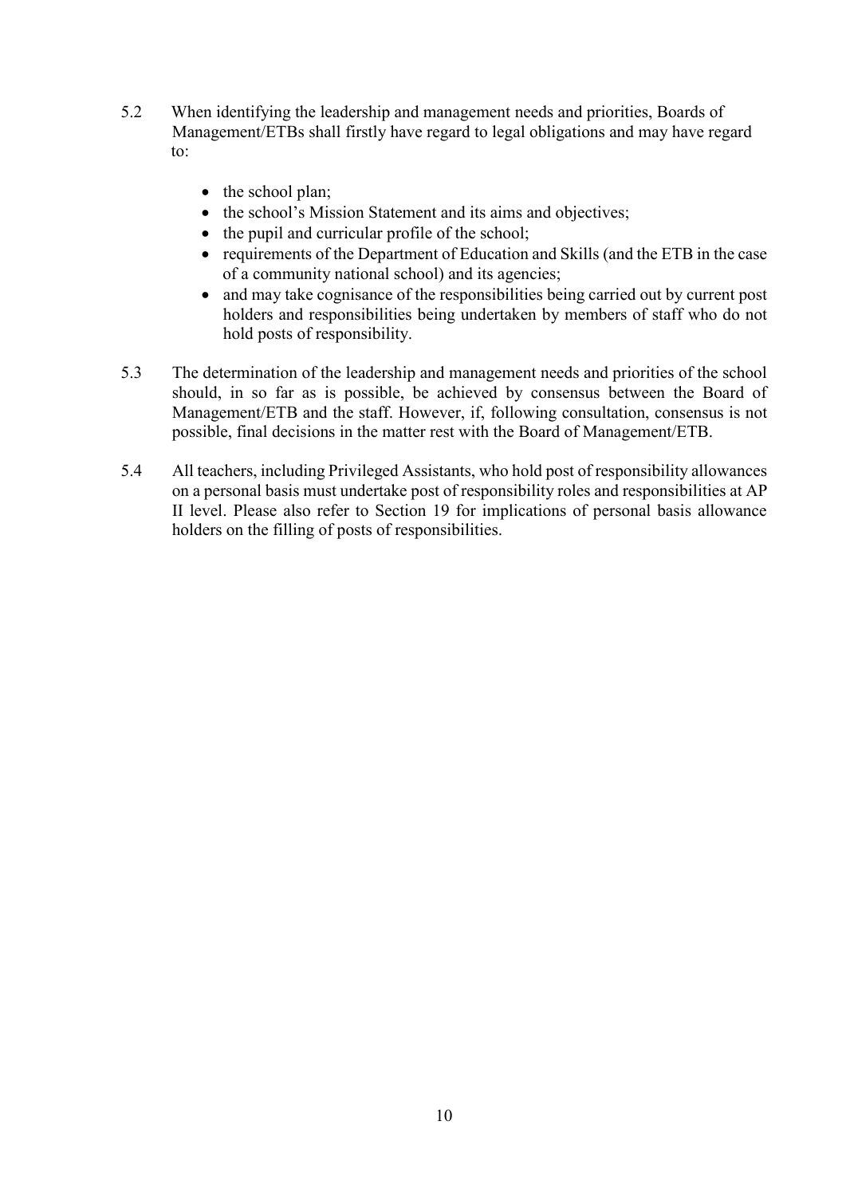5.2 When identifying the leadership and management needs and priorities, Boards of Management/ETBs shall firstly have regard to legal obligations and may have regard to:

- the school plan;
- the school's Mission Statement and its aims and objectives;
- the pupil and curricular profile of the school;
- requirements of the Department of Education and Skills (and the ETB in the case of a community national school) and its agencies;
- and may take cognisance of the responsibilities being carried out by current post holders and responsibilities being undertaken by members of staff who do not hold posts of responsibility.

5.3 The determination of the leadership and management needs and priorities of the school should, in so far as is possible, be achieved by consensus between the Board of Management/ETB and the staff. However, if, following consultation, consensus is not possible, final decisions in the matter rest with the Board of Management/ETB.

5.4 All teachers, including Privileged Assistants, who hold post of responsibility allowances on a personal basis must undertake post of responsibility roles and responsibilities at AP II level. Please also refer to Section 19 for implications of personal basis allowance holders on the filling of posts of responsibilities.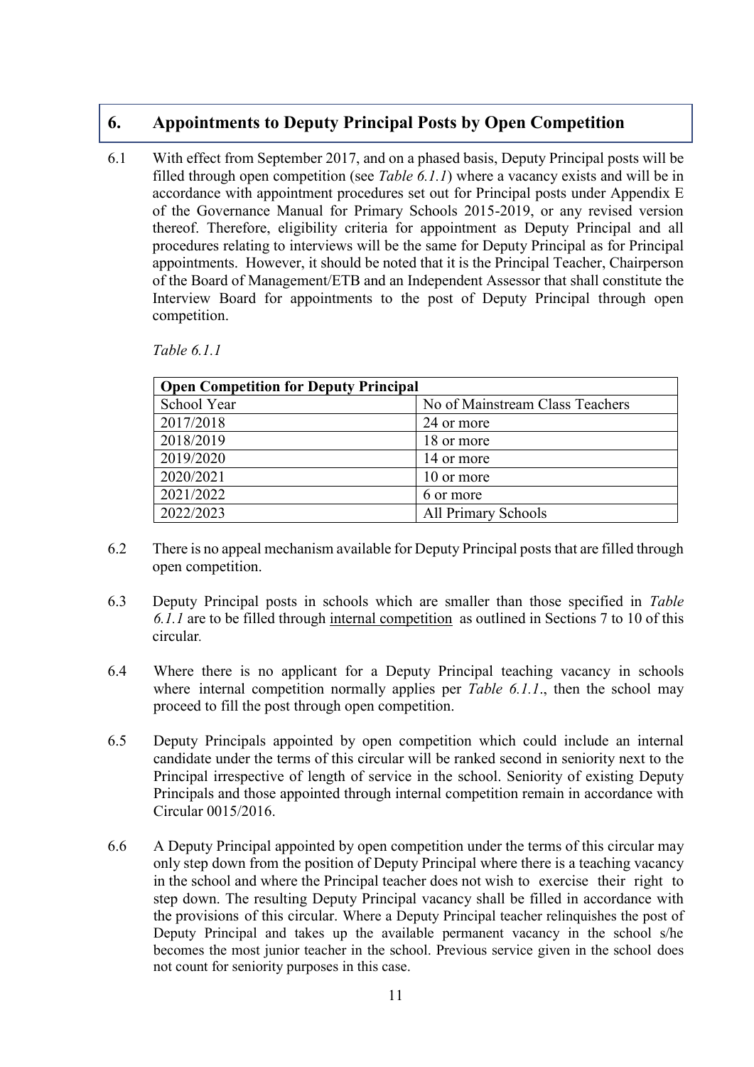## 6. Appointments to Deputy Principal Posts by Open Competition

6.1 With effect from September 2017, and on a phased basis, Deputy Principal posts will be filled through open competition (see *Table 6.1.1*) where a vacancy exists and will be in accordance with appointment procedures set out for Principal posts under Appendix E of the Governance Manual for Primary Schools 2015-2019, or any revised version thereof. Therefore, eligibility criteria for appointment as Deputy Principal and all procedures relating to interviews will be the same for Deputy Principal as for Principal appointments. However, it should be noted that it is the Principal Teacher, Chairperson of the Board of Management/ETB and an Independent Assessor that shall constitute the Interview Board for appointments to the post of Deputy Principal through open competition.

*Table 6.1.1*

| **Open Competition for Deputy Principal** | |
|---|---|
| School Year | No of Mainstream Class Teachers |
| 2017/2018 | 24 or more |
| 2018/2019 | 18 or more |
| 2019/2020 | 14 or more |
| 2020/2021 | 10 or more |
| 2021/2022 | 6 or more |
| 2022/2023 | All Primary Schools |

6.2 There is no appeal mechanism available for Deputy Principal posts that are filled through open competition.

6.3 Deputy Principal posts in schools which are smaller than those specified in *Table 6.1.1* are to be filled through internal competition as outlined in Sections 7 to 10 of this circular.

6.4 Where there is no applicant for a Deputy Principal teaching vacancy in schools where internal competition normally applies per *Table 6.1.1*., then the school may proceed to fill the post through open competition.

6.5 Deputy Principals appointed by open competition which could include an internal candidate under the terms of this circular will be ranked second in seniority next to the Principal irrespective of length of service in the school. Seniority of existing Deputy Principals and those appointed through internal competition remain in accordance with Circular 0015/2016.

6.6 A Deputy Principal appointed by open competition under the terms of this circular may only step down from the position of Deputy Principal where there is a teaching vacancy in the school and where the Principal teacher does not wish to exercise their right to step down. The resulting Deputy Principal vacancy shall be filled in accordance with the provisions of this circular. Where a Deputy Principal teacher relinquishes the post of Deputy Principal and takes up the available permanent vacancy in the school s/he becomes the most junior teacher in the school. Previous service given in the school does not count for seniority purposes in this case.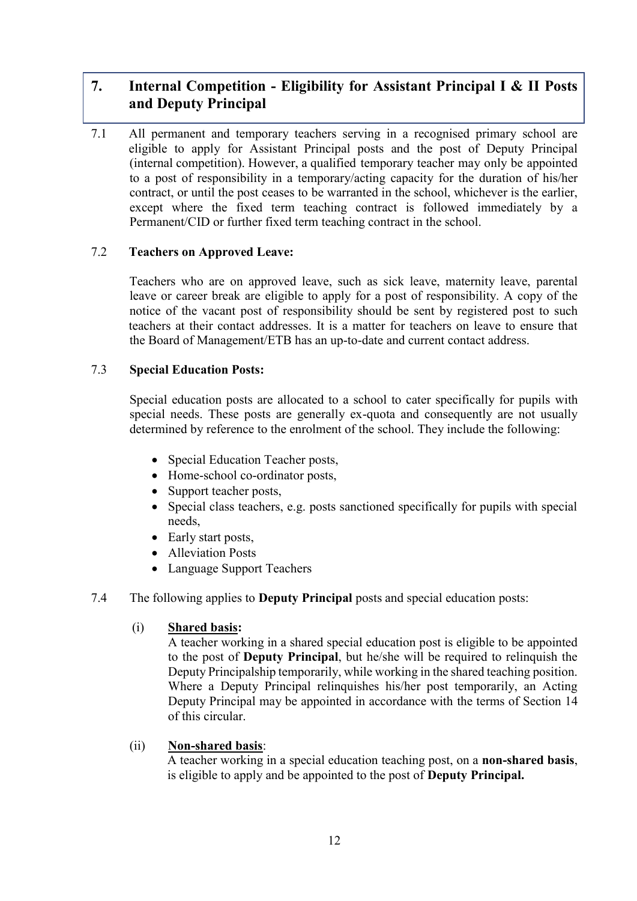## 7. Internal Competition - Eligibility for Assistant Principal I & II Posts and Deputy Principal

7.1 All permanent and temporary teachers serving in a recognised primary school are eligible to apply for Assistant Principal posts and the post of Deputy Principal (internal competition). However, a qualified temporary teacher may only be appointed to a post of responsibility in a temporary/acting capacity for the duration of his/her contract, or until the post ceases to be warranted in the school, whichever is the earlier, except where the fixed term teaching contract is followed immediately by a Permanent/CID or further fixed term teaching contract in the school.

7.2 **Teachers on Approved Leave:**

Teachers who are on approved leave, such as sick leave, maternity leave, parental leave or career break are eligible to apply for a post of responsibility. A copy of the notice of the vacant post of responsibility should be sent by registered post to such teachers at their contact addresses. It is a matter for teachers on leave to ensure that the Board of Management/ETB has an up-to-date and current contact address.

7.3 **Special Education Posts:**

Special education posts are allocated to a school to cater specifically for pupils with special needs. These posts are generally ex-quota and consequently are not usually determined by reference to the enrolment of the school. They include the following:

- Special Education Teacher posts,
- Home-school co-ordinator posts,
- Support teacher posts,
- Special class teachers, e.g. posts sanctioned specifically for pupils with special needs,
- Early start posts,
- Alleviation Posts
- Language Support Teachers

7.4 The following applies to **Deputy Principal** posts and special education posts:

(i) **Shared basis:**
A teacher working in a shared special education post is eligible to be appointed to the post of **Deputy Principal**, but he/she will be required to relinquish the Deputy Principalship temporarily, while working in the shared teaching position. Where a Deputy Principal relinquishes his/her post temporarily, an Acting Deputy Principal may be appointed in accordance with the terms of Section 14 of this circular.

(ii) **Non-shared basis**:
A teacher working in a special education teaching post, on a **non-shared basis**, is eligible to apply and be appointed to the post of **Deputy Principal.**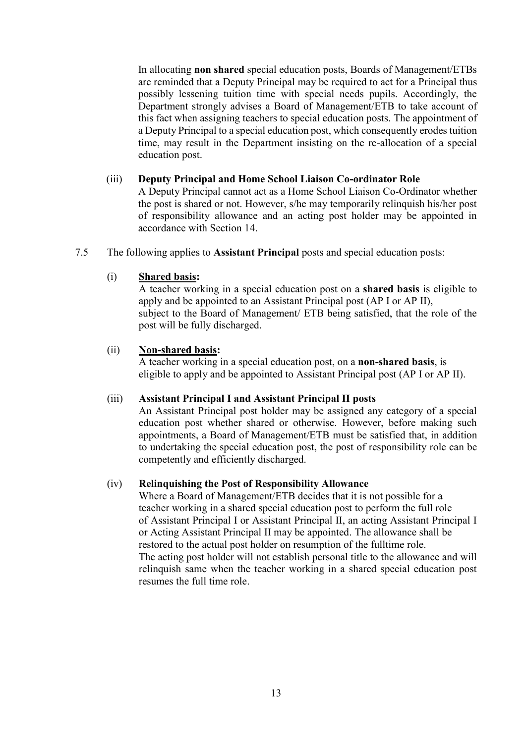In allocating **non shared** special education posts, Boards of Management/ETBs are reminded that a Deputy Principal may be required to act for a Principal thus possibly lessening tuition time with special needs pupils. Accordingly, the Department strongly advises a Board of Management/ETB to take account of this fact when assigning teachers to special education posts. The appointment of a Deputy Principal to a special education post, which consequently erodes tuition time, may result in the Department insisting on the re-allocation of a special education post.

(iii) **Deputy Principal and Home School Liaison Co-ordinator Role**

A Deputy Principal cannot act as a Home School Liaison Co-Ordinator whether the post is shared or not. However, s/he may temporarily relinquish his/her post of responsibility allowance and an acting post holder may be appointed in accordance with Section 14.

7.5 The following applies to **Assistant Principal** posts and special education posts:

(i) **Shared basis:**

A teacher working in a special education post on a **shared basis** is eligible to apply and be appointed to an Assistant Principal post (AP I or AP II), subject to the Board of Management/ ETB being satisfied, that the role of the post will be fully discharged.

(ii) **Non-shared basis:**

A teacher working in a special education post, on a **non-shared basis**, is eligible to apply and be appointed to Assistant Principal post (AP I or AP II).

(iii) **Assistant Principal I and Assistant Principal II posts**

An Assistant Principal post holder may be assigned any category of a special education post whether shared or otherwise. However, before making such appointments, a Board of Management/ETB must be satisfied that, in addition to undertaking the special education post, the post of responsibility role can be competently and efficiently discharged.

(iv) **Relinquishing the Post of Responsibility Allowance**

Where a Board of Management/ETB decides that it is not possible for a teacher working in a shared special education post to perform the full role of Assistant Principal I or Assistant Principal II, an acting Assistant Principal I or Acting Assistant Principal II may be appointed. The allowance shall be restored to the actual post holder on resumption of the fulltime role.
The acting post holder will not establish personal title to the allowance and will relinquish same when the teacher working in a shared special education post resumes the full time role.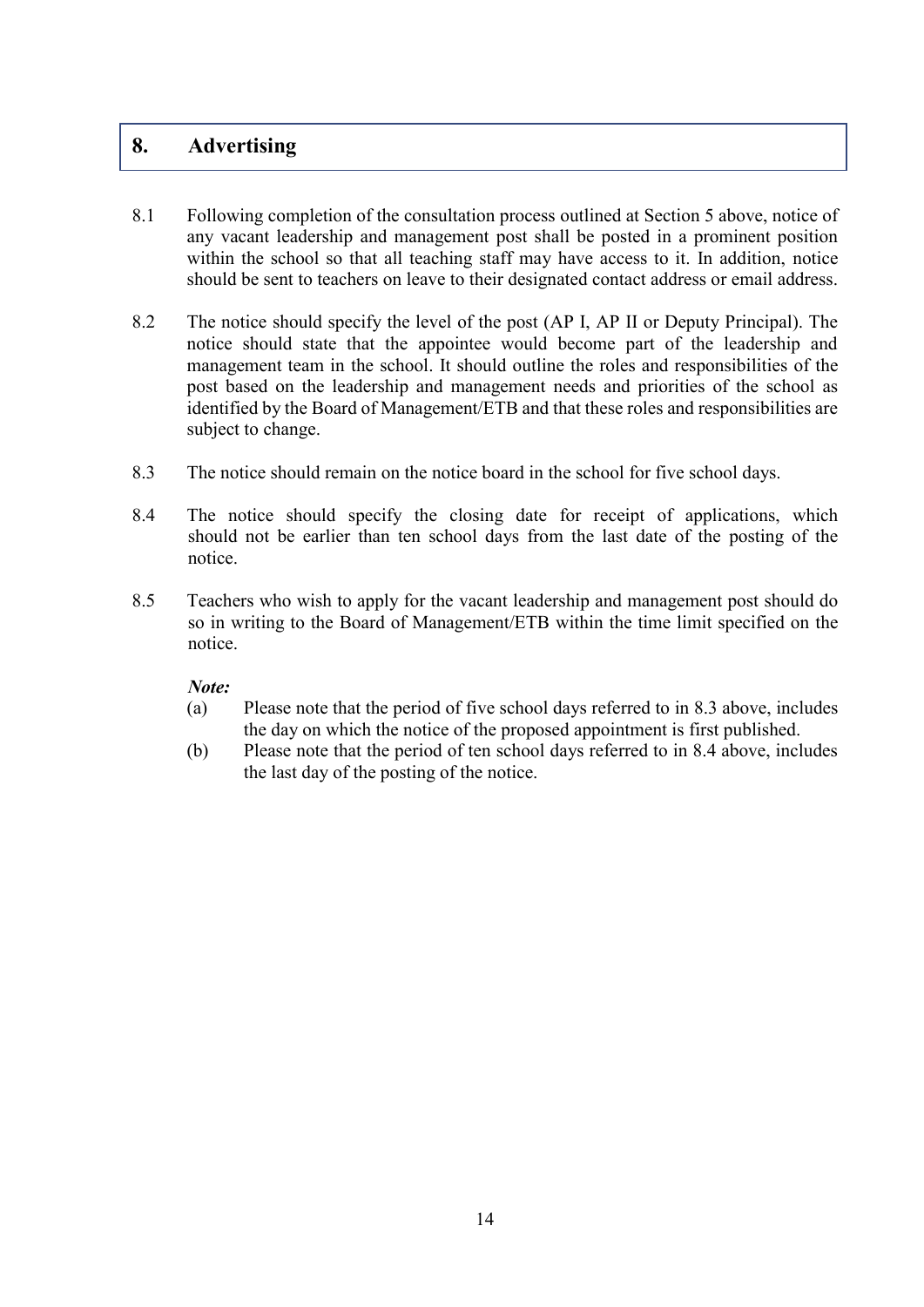## 8. Advertising

8.1 Following completion of the consultation process outlined at Section 5 above, notice of any vacant leadership and management post shall be posted in a prominent position within the school so that all teaching staff may have access to it. In addition, notice should be sent to teachers on leave to their designated contact address or email address.

8.2 The notice should specify the level of the post (AP I, AP II or Deputy Principal). The notice should state that the appointee would become part of the leadership and management team in the school. It should outline the roles and responsibilities of the post based on the leadership and management needs and priorities of the school as identified by the Board of Management/ETB and that these roles and responsibilities are subject to change.

8.3 The notice should remain on the notice board in the school for five school days.

8.4 The notice should specify the closing date for receipt of applications, which should not be earlier than ten school days from the last date of the posting of the notice.

8.5 Teachers who wish to apply for the vacant leadership and management post should do so in writing to the Board of Management/ETB within the time limit specified on the notice.

***Note:***

(a) Please note that the period of five school days referred to in 8.3 above, includes the day on which the notice of the proposed appointment is first published.

(b) Please note that the period of ten school days referred to in 8.4 above, includes the last day of the posting of the notice.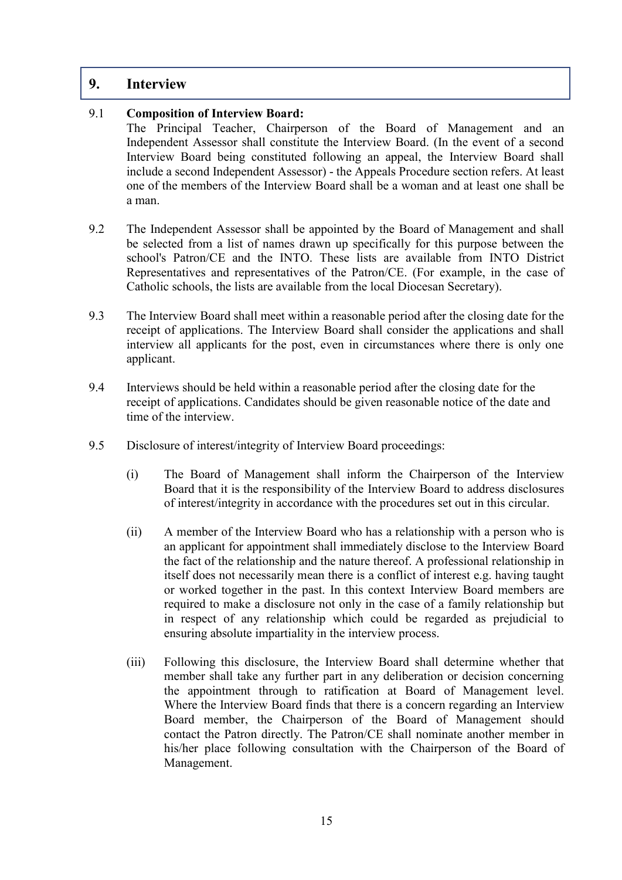## 9. Interview

9.1 **Composition of Interview Board:**
The Principal Teacher, Chairperson of the Board of Management and an Independent Assessor shall constitute the Interview Board. (In the event of a second Interview Board being constituted following an appeal, the Interview Board shall include a second Independent Assessor) - the Appeals Procedure section refers. At least one of the members of the Interview Board shall be a woman and at least one shall be a man.

9.2 The Independent Assessor shall be appointed by the Board of Management and shall be selected from a list of names drawn up specifically for this purpose between the school's Patron/CE and the INTO. These lists are available from INTO District Representatives and representatives of the Patron/CE. (For example, in the case of Catholic schools, the lists are available from the local Diocesan Secretary).

9.3 The Interview Board shall meet within a reasonable period after the closing date for the receipt of applications. The Interview Board shall consider the applications and shall interview all applicants for the post, even in circumstances where there is only one applicant.

9.4 Interviews should be held within a reasonable period after the closing date for the receipt of applications. Candidates should be given reasonable notice of the date and time of the interview.

9.5 Disclosure of interest/integrity of Interview Board proceedings:

(i) The Board of Management shall inform the Chairperson of the Interview Board that it is the responsibility of the Interview Board to address disclosures of interest/integrity in accordance with the procedures set out in this circular.

(ii) A member of the Interview Board who has a relationship with a person who is an applicant for appointment shall immediately disclose to the Interview Board the fact of the relationship and the nature thereof. A professional relationship in itself does not necessarily mean there is a conflict of interest e.g. having taught or worked together in the past. In this context Interview Board members are required to make a disclosure not only in the case of a family relationship but in respect of any relationship which could be regarded as prejudicial to ensuring absolute impartiality in the interview process.

(iii) Following this disclosure, the Interview Board shall determine whether that member shall take any further part in any deliberation or decision concerning the appointment through to ratification at Board of Management level. Where the Interview Board finds that there is a concern regarding an Interview Board member, the Chairperson of the Board of Management should contact the Patron directly. The Patron/CE shall nominate another member in his/her place following consultation with the Chairperson of the Board of Management.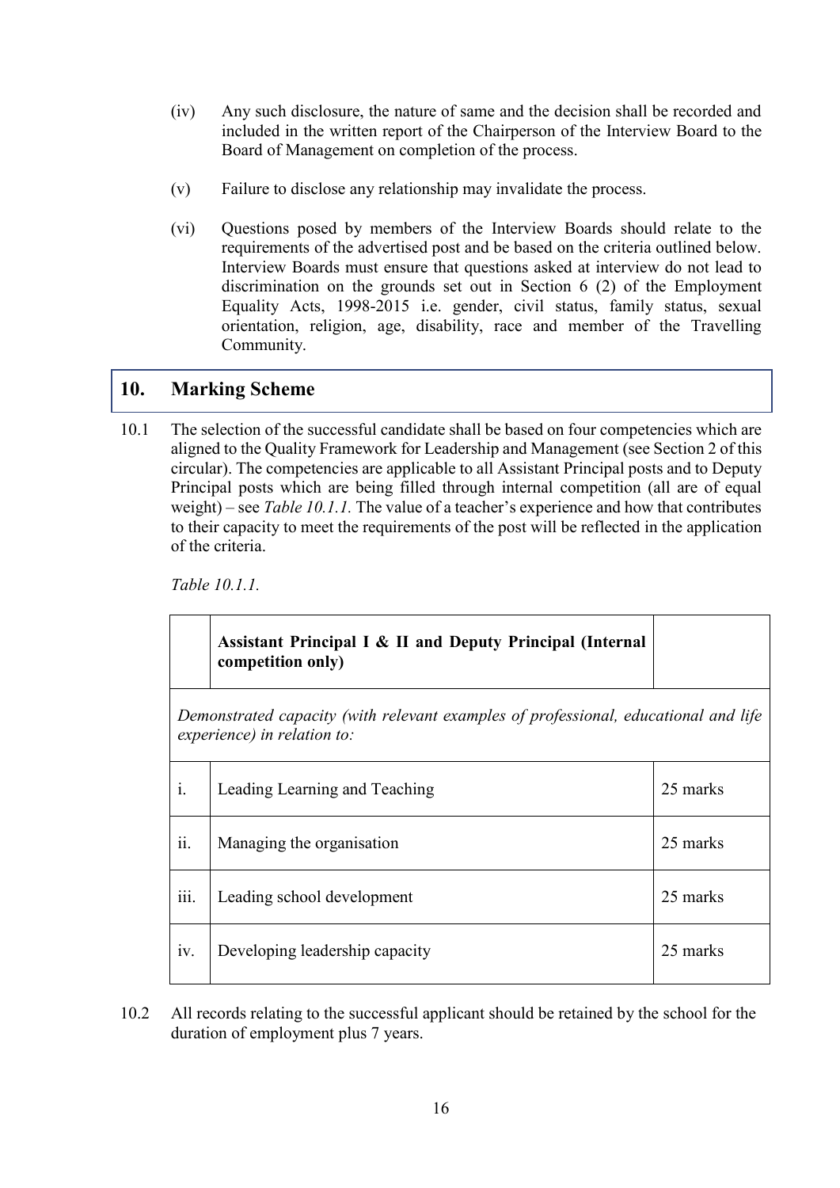(iv) Any such disclosure, the nature of same and the decision shall be recorded and included in the written report of the Chairperson of the Interview Board to the Board of Management on completion of the process.

(v) Failure to disclose any relationship may invalidate the process.

(vi) Questions posed by members of the Interview Boards should relate to the requirements of the advertised post and be based on the criteria outlined below. Interview Boards must ensure that questions asked at interview do not lead to discrimination on the grounds set out in Section 6 (2) of the Employment Equality Acts, 1998-2015 i.e. gender, civil status, family status, sexual orientation, religion, age, disability, race and member of the Travelling Community.

## 10. Marking Scheme

10.1 The selection of the successful candidate shall be based on four competencies which are aligned to the Quality Framework for Leadership and Management (see Section 2 of this circular). The competencies are applicable to all Assistant Principal posts and to Deputy Principal posts which are being filled through internal competition (all are of equal weight) – see *Table 10.1.1.* The value of a teacher's experience and how that contributes to their capacity to meet the requirements of the post will be reflected in the application of the criteria.

*Table 10.1.1.*

| | **Assistant Principal I & II and Deputy Principal (Internal competition only)** | |
|---|---|---|
| *Demonstrated capacity (with relevant examples of professional, educational and life experience) in relation to:* | | |
| i. | Leading Learning and Teaching | 25 marks |
| ii. | Managing the organisation | 25 marks |
| iii. | Leading school development | 25 marks |
| iv. | Developing leadership capacity | 25 marks |

10.2 All records relating to the successful applicant should be retained by the school for the duration of employment plus 7 years.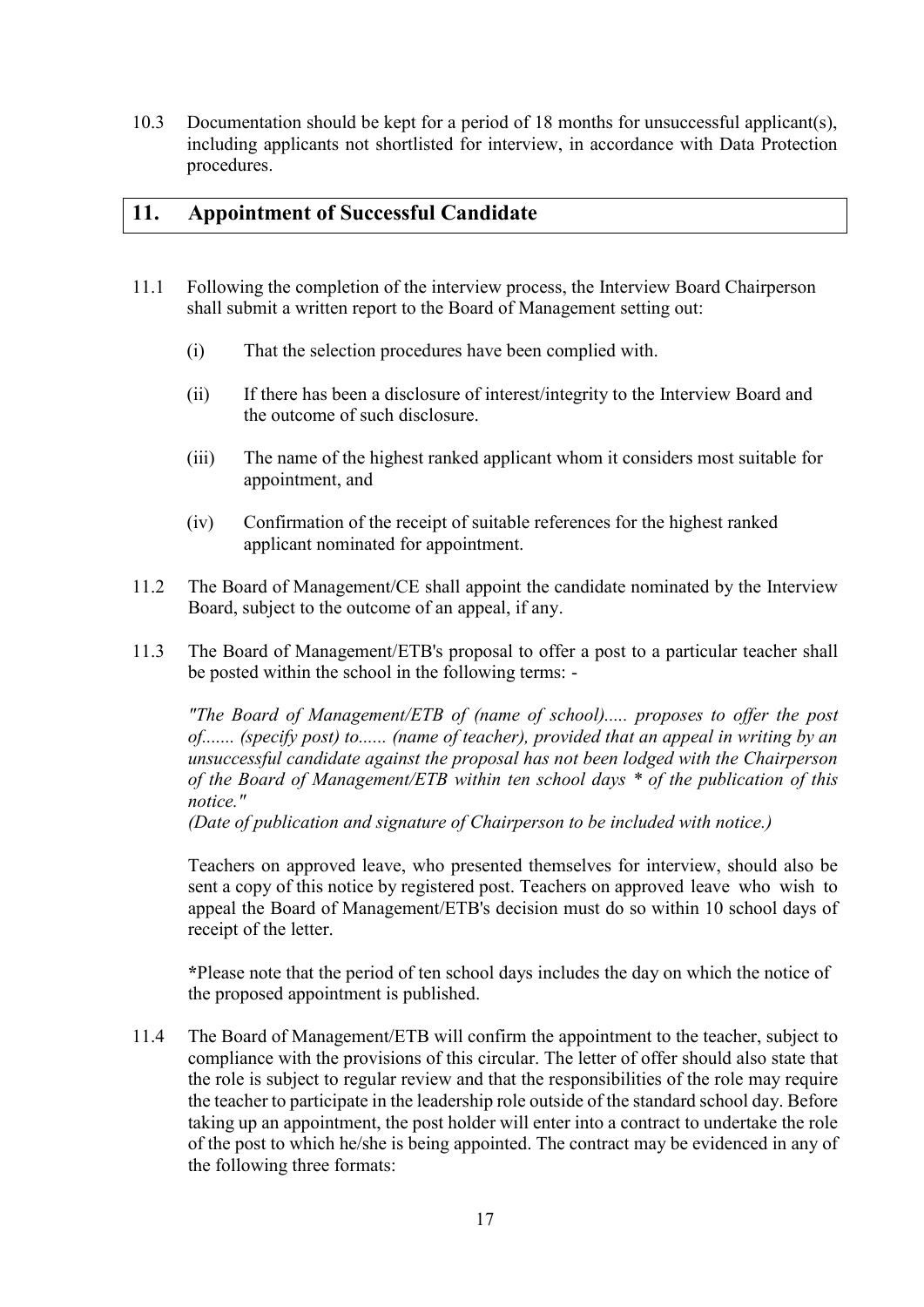10.3 Documentation should be kept for a period of 18 months for unsuccessful applicant(s), including applicants not shortlisted for interview, in accordance with Data Protection procedures.

## 11. Appointment of Successful Candidate

11.1 Following the completion of the interview process, the Interview Board Chairperson shall submit a written report to the Board of Management setting out:

(i) That the selection procedures have been complied with.

(ii) If there has been a disclosure of interest/integrity to the Interview Board and the outcome of such disclosure.

(iii) The name of the highest ranked applicant whom it considers most suitable for appointment, and

(iv) Confirmation of the receipt of suitable references for the highest ranked applicant nominated for appointment.

11.2 The Board of Management/CE shall appoint the candidate nominated by the Interview Board, subject to the outcome of an appeal, if any.

11.3 The Board of Management/ETB's proposal to offer a post to a particular teacher shall be posted within the school in the following terms: -

*"The Board of Management/ETB of (name of school)..... proposes to offer the post of....... (specify post) to...... (name of teacher), provided that an appeal in writing by an unsuccessful candidate against the proposal has not been lodged with the Chairperson of the Board of Management/ETB within ten school days * of the publication of this notice."*
*(Date of publication and signature of Chairperson to be included with notice.)*

Teachers on approved leave, who presented themselves for interview, should also be sent a copy of this notice by registered post. Teachers on approved leave who wish to appeal the Board of Management/ETB's decision must do so within 10 school days of receipt of the letter.

**\***Please note that the period of ten school days includes the day on which the notice of the proposed appointment is published.

11.4 The Board of Management/ETB will confirm the appointment to the teacher, subject to compliance with the provisions of this circular. The letter of offer should also state that the role is subject to regular review and that the responsibilities of the role may require the teacher to participate in the leadership role outside of the standard school day. Before taking up an appointment, the post holder will enter into a contract to undertake the role of the post to which he/she is being appointed. The contract may be evidenced in any of the following three formats: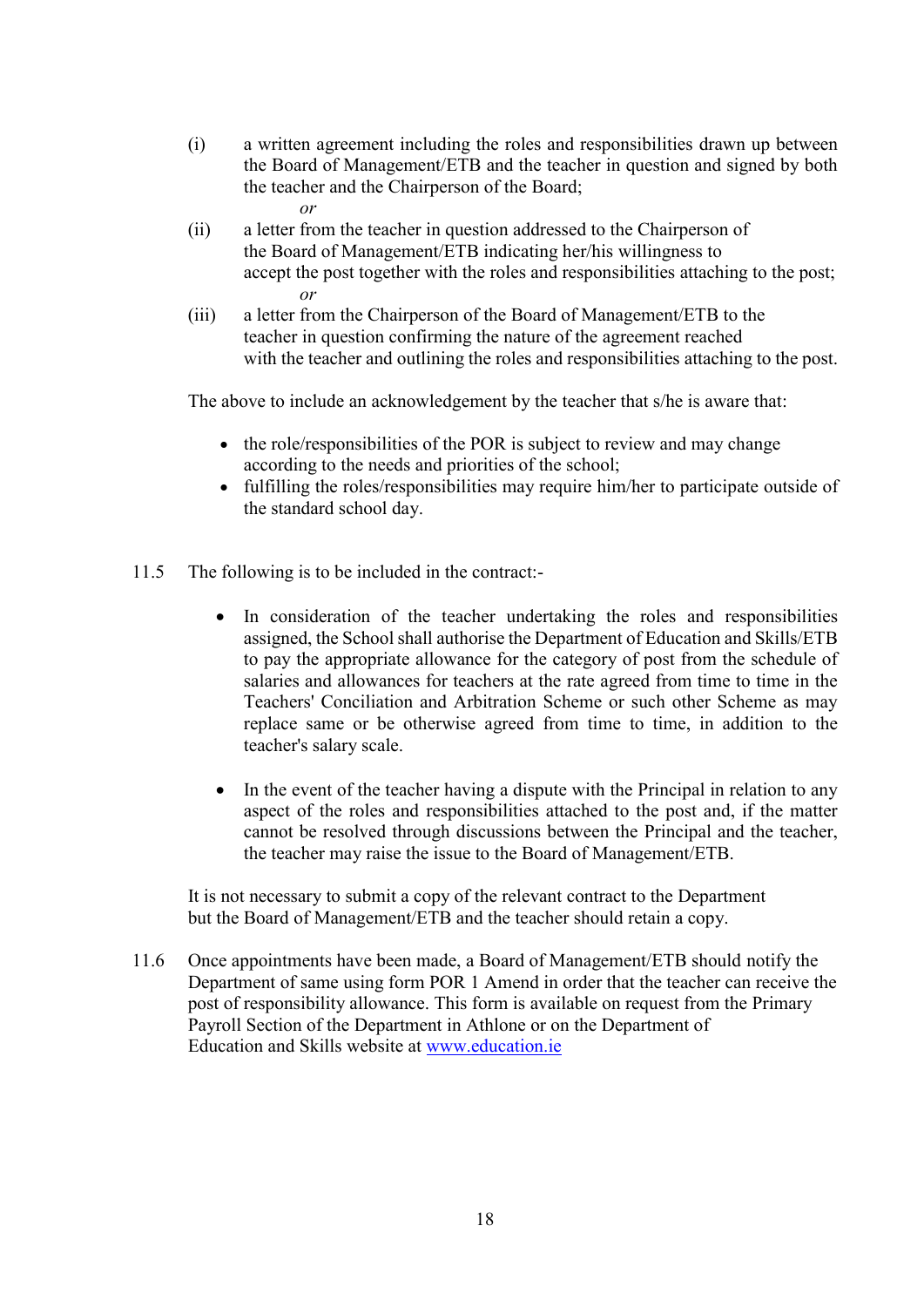(i) a written agreement including the roles and responsibilities drawn up between the Board of Management/ETB and the teacher in question and signed by both the teacher and the Chairperson of the Board;

*or*

(ii) a letter from the teacher in question addressed to the Chairperson of the Board of Management/ETB indicating her/his willingness to accept the post together with the roles and responsibilities attaching to the post;

*or*

(iii) a letter from the Chairperson of the Board of Management/ETB to the teacher in question confirming the nature of the agreement reached with the teacher and outlining the roles and responsibilities attaching to the post.

The above to include an acknowledgement by the teacher that s/he is aware that:

- the role/responsibilities of the POR is subject to review and may change according to the needs and priorities of the school;
- fulfilling the roles/responsibilities may require him/her to participate outside of the standard school day.

11.5 The following is to be included in the contract:-

- In consideration of the teacher undertaking the roles and responsibilities assigned, the School shall authorise the Department of Education and Skills/ETB to pay the appropriate allowance for the category of post from the schedule of salaries and allowances for teachers at the rate agreed from time to time in the Teachers' Conciliation and Arbitration Scheme or such other Scheme as may replace same or be otherwise agreed from time to time, in addition to the teacher's salary scale.

- In the event of the teacher having a dispute with the Principal in relation to any aspect of the roles and responsibilities attached to the post and, if the matter cannot be resolved through discussions between the Principal and the teacher, the teacher may raise the issue to the Board of Management/ETB.

It is not necessary to submit a copy of the relevant contract to the Department but the Board of Management/ETB and the teacher should retain a copy.

11.6 Once appointments have been made, a Board of Management/ETB should notify the Department of same using form POR 1 Amend in order that the teacher can receive the post of responsibility allowance. This form is available on request from the Primary Payroll Section of the Department in Athlone or on the Department of Education and Skills website at www.education.ie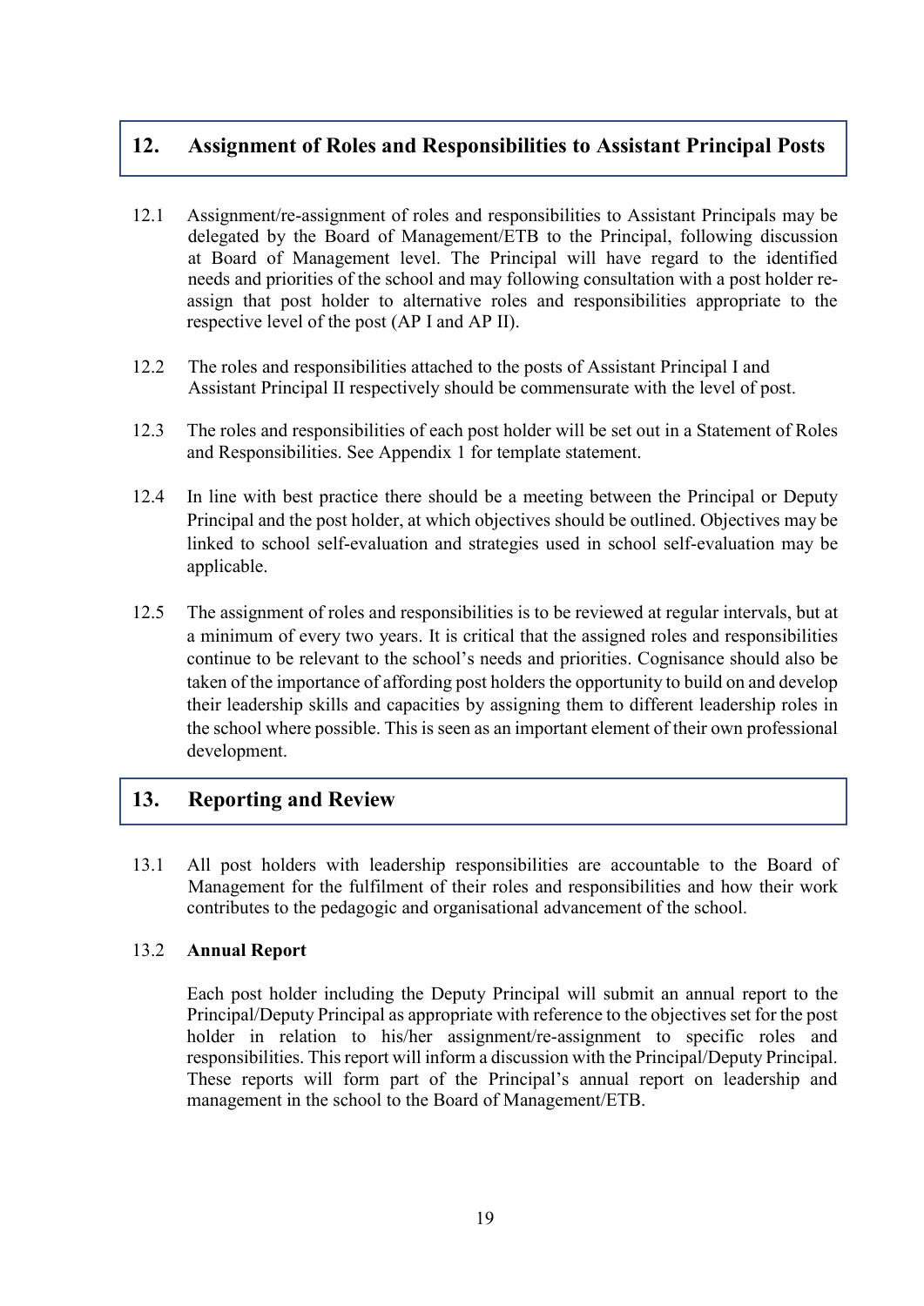## 12. Assignment of Roles and Responsibilities to Assistant Principal Posts

12.1 Assignment/re-assignment of roles and responsibilities to Assistant Principals may be delegated by the Board of Management/ETB to the Principal, following discussion at Board of Management level. The Principal will have regard to the identified needs and priorities of the school and may following consultation with a post holder re-assign that post holder to alternative roles and responsibilities appropriate to the respective level of the post (AP I and AP II).

12.2 The roles and responsibilities attached to the posts of Assistant Principal I and Assistant Principal II respectively should be commensurate with the level of post.

12.3 The roles and responsibilities of each post holder will be set out in a Statement of Roles and Responsibilities. See Appendix 1 for template statement.

12.4 In line with best practice there should be a meeting between the Principal or Deputy Principal and the post holder, at which objectives should be outlined. Objectives may be linked to school self-evaluation and strategies used in school self-evaluation may be applicable.

12.5 The assignment of roles and responsibilities is to be reviewed at regular intervals, but at a minimum of every two years. It is critical that the assigned roles and responsibilities continue to be relevant to the school's needs and priorities. Cognisance should also be taken of the importance of affording post holders the opportunity to build on and develop their leadership skills and capacities by assigning them to different leadership roles in the school where possible. This is seen as an important element of their own professional development.

## 13. Reporting and Review

13.1 All post holders with leadership responsibilities are accountable to the Board of Management for the fulfilment of their roles and responsibilities and how their work contributes to the pedagogic and organisational advancement of the school.

13.2 **Annual Report**

Each post holder including the Deputy Principal will submit an annual report to the Principal/Deputy Principal as appropriate with reference to the objectives set for the post holder in relation to his/her assignment/re-assignment to specific roles and responsibilities. This report will inform a discussion with the Principal/Deputy Principal. These reports will form part of the Principal's annual report on leadership and management in the school to the Board of Management/ETB.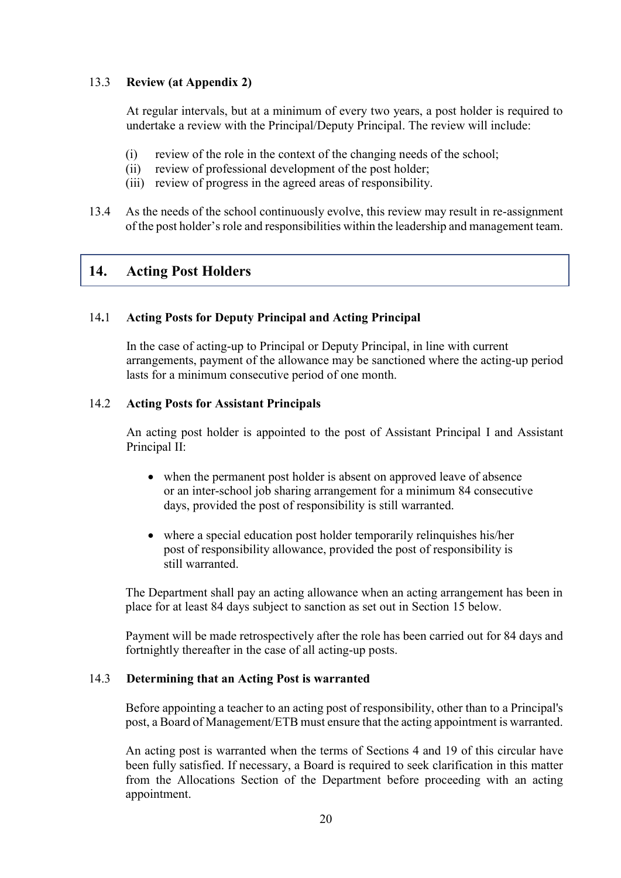### 13.3 **Review (at Appendix 2)**

At regular intervals, but at a minimum of every two years, a post holder is required to undertake a review with the Principal/Deputy Principal. The review will include:

(i) review of the role in the context of the changing needs of the school;
(ii) review of professional development of the post holder;
(iii) review of progress in the agreed areas of responsibility.

13.4 As the needs of the school continuously evolve, this review may result in re-assignment of the post holder's role and responsibilities within the leadership and management team.

## 14. Acting Post Holders

### 14.1 **Acting Posts for Deputy Principal and Acting Principal**

In the case of acting-up to Principal or Deputy Principal, in line with current arrangements, payment of the allowance may be sanctioned where the acting-up period lasts for a minimum consecutive period of one month.

### 14.2 **Acting Posts for Assistant Principals**

An acting post holder is appointed to the post of Assistant Principal I and Assistant Principal II:

- when the permanent post holder is absent on approved leave of absence or an inter-school job sharing arrangement for a minimum 84 consecutive days, provided the post of responsibility is still warranted.
- where a special education post holder temporarily relinquishes his/her post of responsibility allowance, provided the post of responsibility is still warranted.

The Department shall pay an acting allowance when an acting arrangement has been in place for at least 84 days subject to sanction as set out in Section 15 below.

Payment will be made retrospectively after the role has been carried out for 84 days and fortnightly thereafter in the case of all acting-up posts.

### 14.3 **Determining that an Acting Post is warranted**

Before appointing a teacher to an acting post of responsibility, other than to a Principal's post, a Board of Management/ETB must ensure that the acting appointment is warranted.

An acting post is warranted when the terms of Sections 4 and 19 of this circular have been fully satisfied. If necessary, a Board is required to seek clarification in this matter from the Allocations Section of the Department before proceeding with an acting appointment.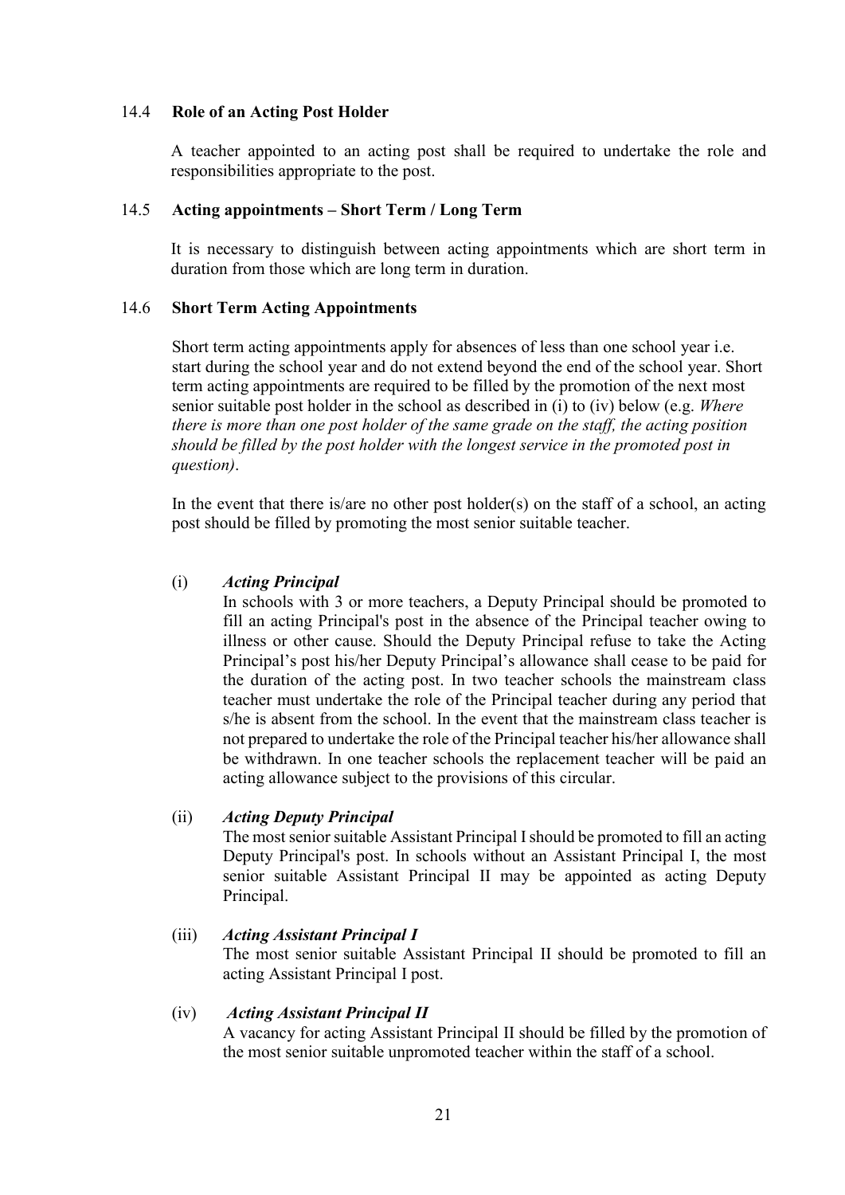### 14.4 Role of an Acting Post Holder

A teacher appointed to an acting post shall be required to undertake the role and responsibilities appropriate to the post.

### 14.5 Acting appointments – Short Term / Long Term

It is necessary to distinguish between acting appointments which are short term in duration from those which are long term in duration.

### 14.6 Short Term Acting Appointments

Short term acting appointments apply for absences of less than one school year i.e. start during the school year and do not extend beyond the end of the school year. Short term acting appointments are required to be filled by the promotion of the next most senior suitable post holder in the school as described in (i) to (iv) below (e.g. *Where there is more than one post holder of the same grade on the staff, the acting position should be filled by the post holder with the longest service in the promoted post in question)*.

In the event that there is/are no other post holder(s) on the staff of a school, an acting post should be filled by promoting the most senior suitable teacher.

(i) ***Acting Principal***
In schools with 3 or more teachers, a Deputy Principal should be promoted to fill an acting Principal's post in the absence of the Principal teacher owing to illness or other cause. Should the Deputy Principal refuse to take the Acting Principal's post his/her Deputy Principal's allowance shall cease to be paid for the duration of the acting post. In two teacher schools the mainstream class teacher must undertake the role of the Principal teacher during any period that s/he is absent from the school. In the event that the mainstream class teacher is not prepared to undertake the role of the Principal teacher his/her allowance shall be withdrawn. In one teacher schools the replacement teacher will be paid an acting allowance subject to the provisions of this circular.

(ii) ***Acting Deputy Principal***
The most senior suitable Assistant Principal I should be promoted to fill an acting Deputy Principal's post. In schools without an Assistant Principal I, the most senior suitable Assistant Principal II may be appointed as acting Deputy Principal.

(iii) ***Acting Assistant Principal I***
The most senior suitable Assistant Principal II should be promoted to fill an acting Assistant Principal I post.

(iv) ***Acting Assistant Principal II***
A vacancy for acting Assistant Principal II should be filled by the promotion of the most senior suitable unpromoted teacher within the staff of a school.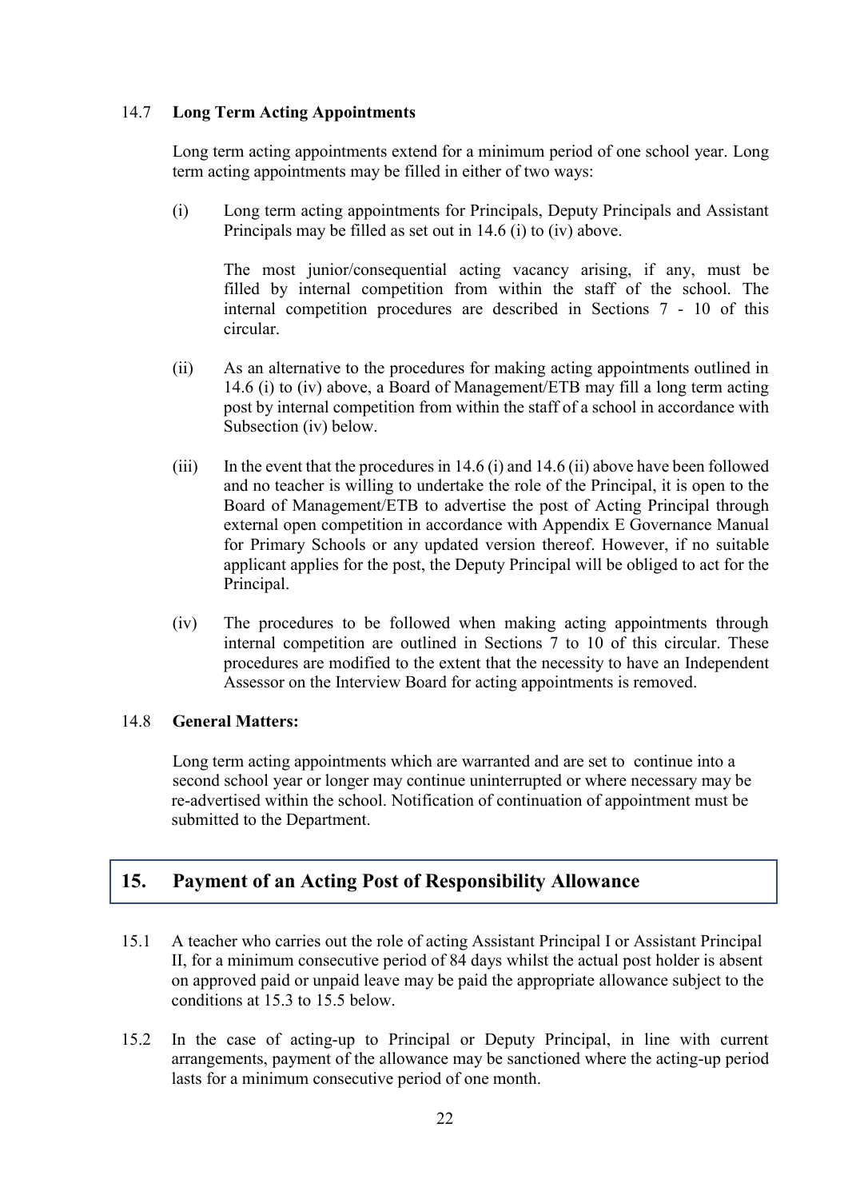### 14.7 Long Term Acting Appointments

Long term acting appointments extend for a minimum period of one school year. Long term acting appointments may be filled in either of two ways:

(i) Long term acting appointments for Principals, Deputy Principals and Assistant Principals may be filled as set out in 14.6 (i) to (iv) above.

The most junior/consequential acting vacancy arising, if any, must be filled by internal competition from within the staff of the school. The internal competition procedures are described in Sections 7 - 10 of this circular.

(ii) As an alternative to the procedures for making acting appointments outlined in 14.6 (i) to (iv) above, a Board of Management/ETB may fill a long term acting post by internal competition from within the staff of a school in accordance with Subsection (iv) below.

(iii) In the event that the procedures in 14.6 (i) and 14.6 (ii) above have been followed and no teacher is willing to undertake the role of the Principal, it is open to the Board of Management/ETB to advertise the post of Acting Principal through external open competition in accordance with Appendix E Governance Manual for Primary Schools or any updated version thereof. However, if no suitable applicant applies for the post, the Deputy Principal will be obliged to act for the Principal.

(iv) The procedures to be followed when making acting appointments through internal competition are outlined in Sections 7 to 10 of this circular. These procedures are modified to the extent that the necessity to have an Independent Assessor on the Interview Board for acting appointments is removed.

### 14.8 General Matters:

Long term acting appointments which are warranted and are set to continue into a second school year or longer may continue uninterrupted or where necessary may be re-advertised within the school. Notification of continuation of appointment must be submitted to the Department.

## 15. Payment of an Acting Post of Responsibility Allowance

15.1 A teacher who carries out the role of acting Assistant Principal I or Assistant Principal II, for a minimum consecutive period of 84 days whilst the actual post holder is absent on approved paid or unpaid leave may be paid the appropriate allowance subject to the conditions at 15.3 to 15.5 below.

15.2 In the case of acting-up to Principal or Deputy Principal, in line with current arrangements, payment of the allowance may be sanctioned where the acting-up period lasts for a minimum consecutive period of one month.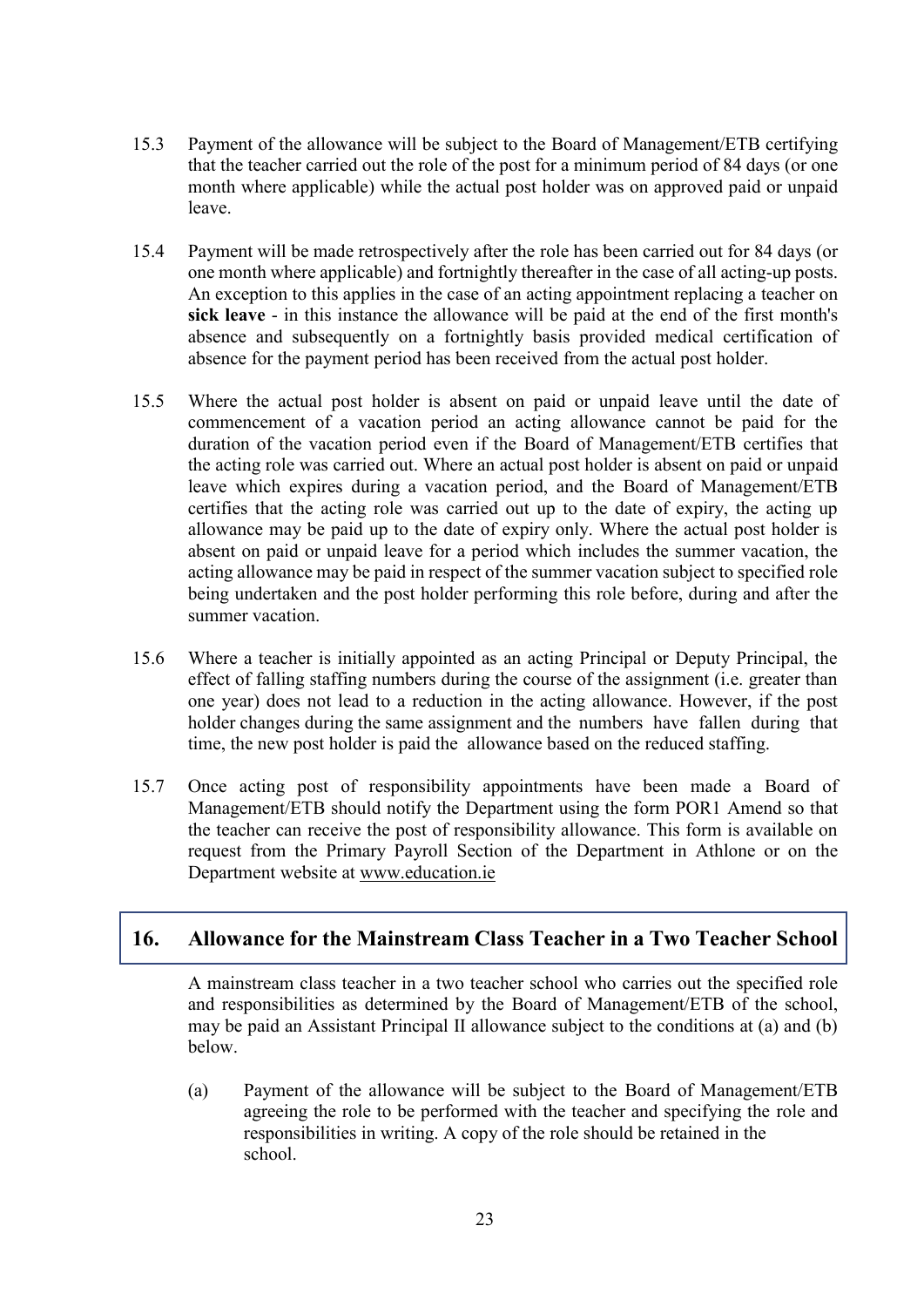15.3 Payment of the allowance will be subject to the Board of Management/ETB certifying that the teacher carried out the role of the post for a minimum period of 84 days (or one month where applicable) while the actual post holder was on approved paid or unpaid leave.

15.4 Payment will be made retrospectively after the role has been carried out for 84 days (or one month where applicable) and fortnightly thereafter in the case of all acting-up posts. An exception to this applies in the case of an acting appointment replacing a teacher on **sick leave** - in this instance the allowance will be paid at the end of the first month's absence and subsequently on a fortnightly basis provided medical certification of absence for the payment period has been received from the actual post holder.

15.5 Where the actual post holder is absent on paid or unpaid leave until the date of commencement of a vacation period an acting allowance cannot be paid for the duration of the vacation period even if the Board of Management/ETB certifies that the acting role was carried out. Where an actual post holder is absent on paid or unpaid leave which expires during a vacation period, and the Board of Management/ETB certifies that the acting role was carried out up to the date of expiry, the acting up allowance may be paid up to the date of expiry only. Where the actual post holder is absent on paid or unpaid leave for a period which includes the summer vacation, the acting allowance may be paid in respect of the summer vacation subject to specified role being undertaken and the post holder performing this role before, during and after the summer vacation.

15.6 Where a teacher is initially appointed as an acting Principal or Deputy Principal, the effect of falling staffing numbers during the course of the assignment (i.e. greater than one year) does not lead to a reduction in the acting allowance. However, if the post holder changes during the same assignment and the numbers have fallen during that time, the new post holder is paid the allowance based on the reduced staffing.

15.7 Once acting post of responsibility appointments have been made a Board of Management/ETB should notify the Department using the form POR1 Amend so that the teacher can receive the post of responsibility allowance. This form is available on request from the Primary Payroll Section of the Department in Athlone or on the Department website at www.education.ie

## 16. Allowance for the Mainstream Class Teacher in a Two Teacher School

A mainstream class teacher in a two teacher school who carries out the specified role and responsibilities as determined by the Board of Management/ETB of the school, may be paid an Assistant Principal II allowance subject to the conditions at (a) and (b) below.

(a) Payment of the allowance will be subject to the Board of Management/ETB agreeing the role to be performed with the teacher and specifying the role and responsibilities in writing. A copy of the role should be retained in the school.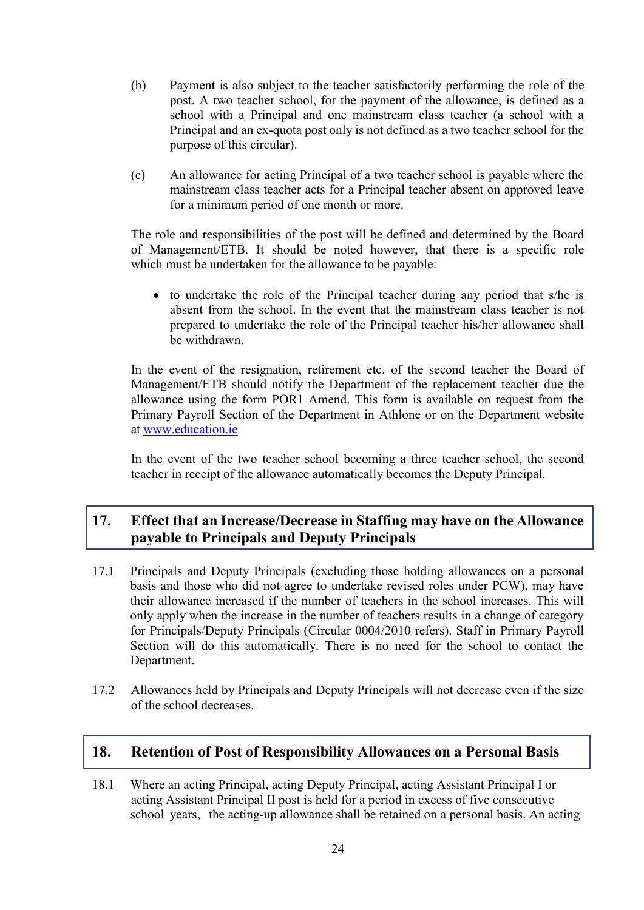(b) Payment is also subject to the teacher satisfactorily performing the role of the post. A two teacher school, for the payment of the allowance, is defined as a school with a Principal and one mainstream class teacher (a school with a Principal and an ex-quota post only is not defined as a two teacher school for the purpose of this circular).

(c) An allowance for acting Principal of a two teacher school is payable where the mainstream class teacher acts for a Principal teacher absent on approved leave for a minimum period of one month or more.

The role and responsibilities of the post will be defined and determined by the Board of Management/ETB. It should be noted however, that there is a specific role which must be undertaken for the allowance to be payable:

- to undertake the role of the Principal teacher during any period that s/he is absent from the school. In the event that the mainstream class teacher is not prepared to undertake the role of the Principal teacher his/her allowance shall be withdrawn.

In the event of the resignation, retirement etc. of the second teacher the Board of Management/ETB should notify the Department of the replacement teacher due the allowance using the form POR1 Amend. This form is available on request from the Primary Payroll Section of the Department in Athlone or on the Department website at [www.education.ie](http://www.education.ie)

In the event of the two teacher school becoming a three teacher school, the second teacher in receipt of the allowance automatically becomes the Deputy Principal.

## 17. Effect that an Increase/Decrease in Staffing may have on the Allowance payable to Principals and Deputy Principals

17.1 Principals and Deputy Principals (excluding those holding allowances on a personal basis and those who did not agree to undertake revised roles under PCW), may have their allowance increased if the number of teachers in the school increases. This will only apply when the increase in the number of teachers results in a change of category for Principals/Deputy Principals (Circular 0004/2010 refers). Staff in Primary Payroll Section will do this automatically. There is no need for the school to contact the Department.

17.2 Allowances held by Principals and Deputy Principals will not decrease even if the size of the school decreases.

## 18. Retention of Post of Responsibility Allowances on a Personal Basis

18.1 Where an acting Principal, acting Deputy Principal, acting Assistant Principal I or acting Assistant Principal II post is held for a period in excess of five consecutive school years, the acting-up allowance shall be retained on a personal basis. An acting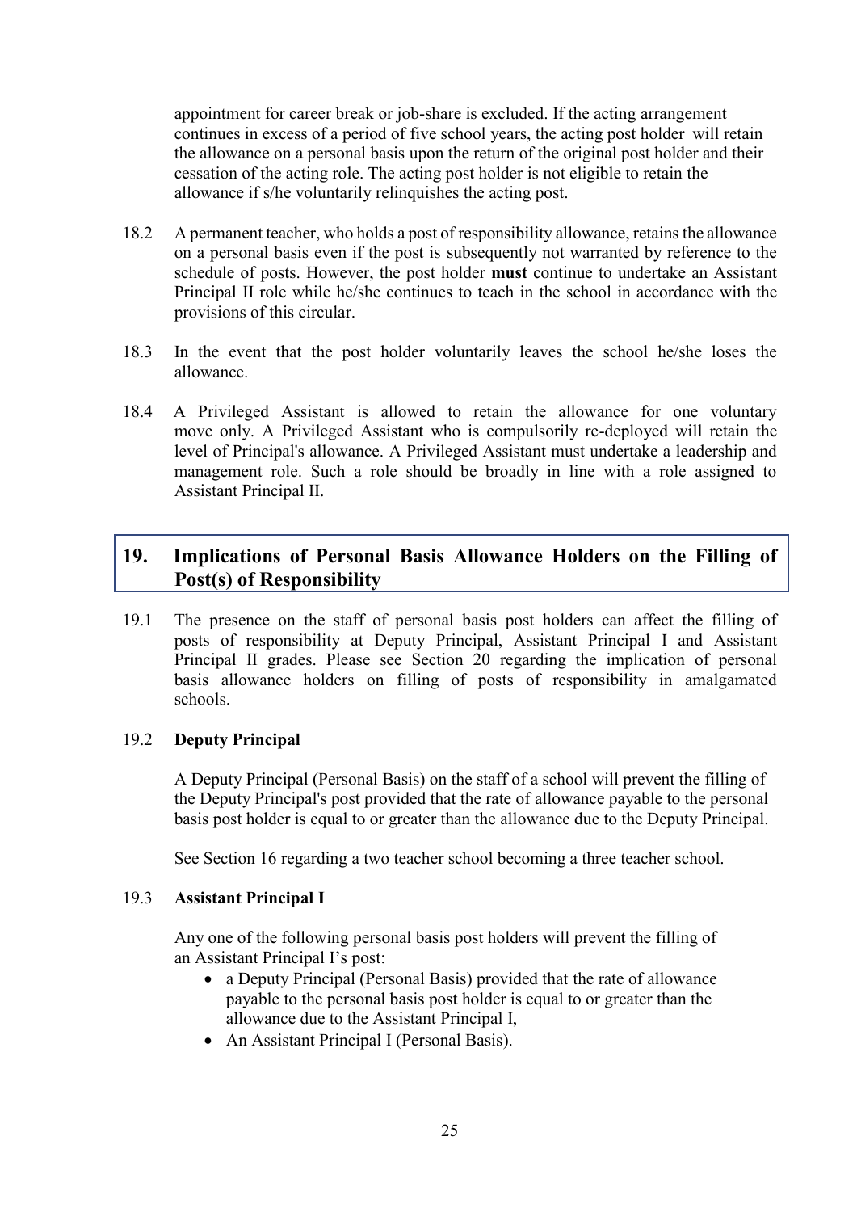appointment for career break or job-share is excluded. If the acting arrangement continues in excess of a period of five school years, the acting post holder will retain the allowance on a personal basis upon the return of the original post holder and their cessation of the acting role. The acting post holder is not eligible to retain the allowance if s/he voluntarily relinquishes the acting post.

18.2 A permanent teacher, who holds a post of responsibility allowance, retains the allowance on a personal basis even if the post is subsequently not warranted by reference to the schedule of posts. However, the post holder **must** continue to undertake an Assistant Principal II role while he/she continues to teach in the school in accordance with the provisions of this circular.

18.3 In the event that the post holder voluntarily leaves the school he/she loses the allowance.

18.4 A Privileged Assistant is allowed to retain the allowance for one voluntary move only. A Privileged Assistant who is compulsorily re-deployed will retain the level of Principal's allowance. A Privileged Assistant must undertake a leadership and management role. Such a role should be broadly in line with a role assigned to Assistant Principal II.

## 19. Implications of Personal Basis Allowance Holders on the Filling of Post(s) of Responsibility

19.1 The presence on the staff of personal basis post holders can affect the filling of posts of responsibility at Deputy Principal, Assistant Principal I and Assistant Principal II grades. Please see Section 20 regarding the implication of personal basis allowance holders on filling of posts of responsibility in amalgamated schools.

19.2 **Deputy Principal**

A Deputy Principal (Personal Basis) on the staff of a school will prevent the filling of the Deputy Principal's post provided that the rate of allowance payable to the personal basis post holder is equal to or greater than the allowance due to the Deputy Principal.

See Section 16 regarding a two teacher school becoming a three teacher school.

19.3 **Assistant Principal I**

Any one of the following personal basis post holders will prevent the filling of an Assistant Principal I's post:

- a Deputy Principal (Personal Basis) provided that the rate of allowance payable to the personal basis post holder is equal to or greater than the allowance due to the Assistant Principal I,
- An Assistant Principal I (Personal Basis).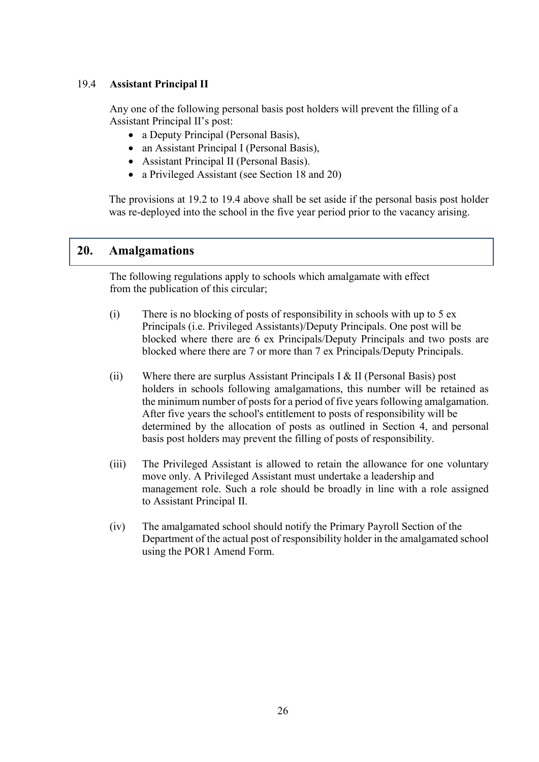### 19.4 Assistant Principal II

Any one of the following personal basis post holders will prevent the filling of a Assistant Principal II's post:

- a Deputy Principal (Personal Basis),
- an Assistant Principal I (Personal Basis),
- Assistant Principal II (Personal Basis).
- a Privileged Assistant (see Section 18 and 20)

The provisions at 19.2 to 19.4 above shall be set aside if the personal basis post holder was re-deployed into the school in the five year period prior to the vacancy arising.

## 20. Amalgamations

The following regulations apply to schools which amalgamate with effect from the publication of this circular;

(i) There is no blocking of posts of responsibility in schools with up to 5 ex Principals (i.e. Privileged Assistants)/Deputy Principals. One post will be blocked where there are 6 ex Principals/Deputy Principals and two posts are blocked where there are 7 or more than 7 ex Principals/Deputy Principals.

(ii) Where there are surplus Assistant Principals I & II (Personal Basis) post holders in schools following amalgamations, this number will be retained as the minimum number of posts for a period of five years following amalgamation. After five years the school's entitlement to posts of responsibility will be determined by the allocation of posts as outlined in Section 4, and personal basis post holders may prevent the filling of posts of responsibility.

(iii) The Privileged Assistant is allowed to retain the allowance for one voluntary move only. A Privileged Assistant must undertake a leadership and management role. Such a role should be broadly in line with a role assigned to Assistant Principal II.

(iv) The amalgamated school should notify the Primary Payroll Section of the Department of the actual post of responsibility holder in the amalgamated school using the POR1 Amend Form.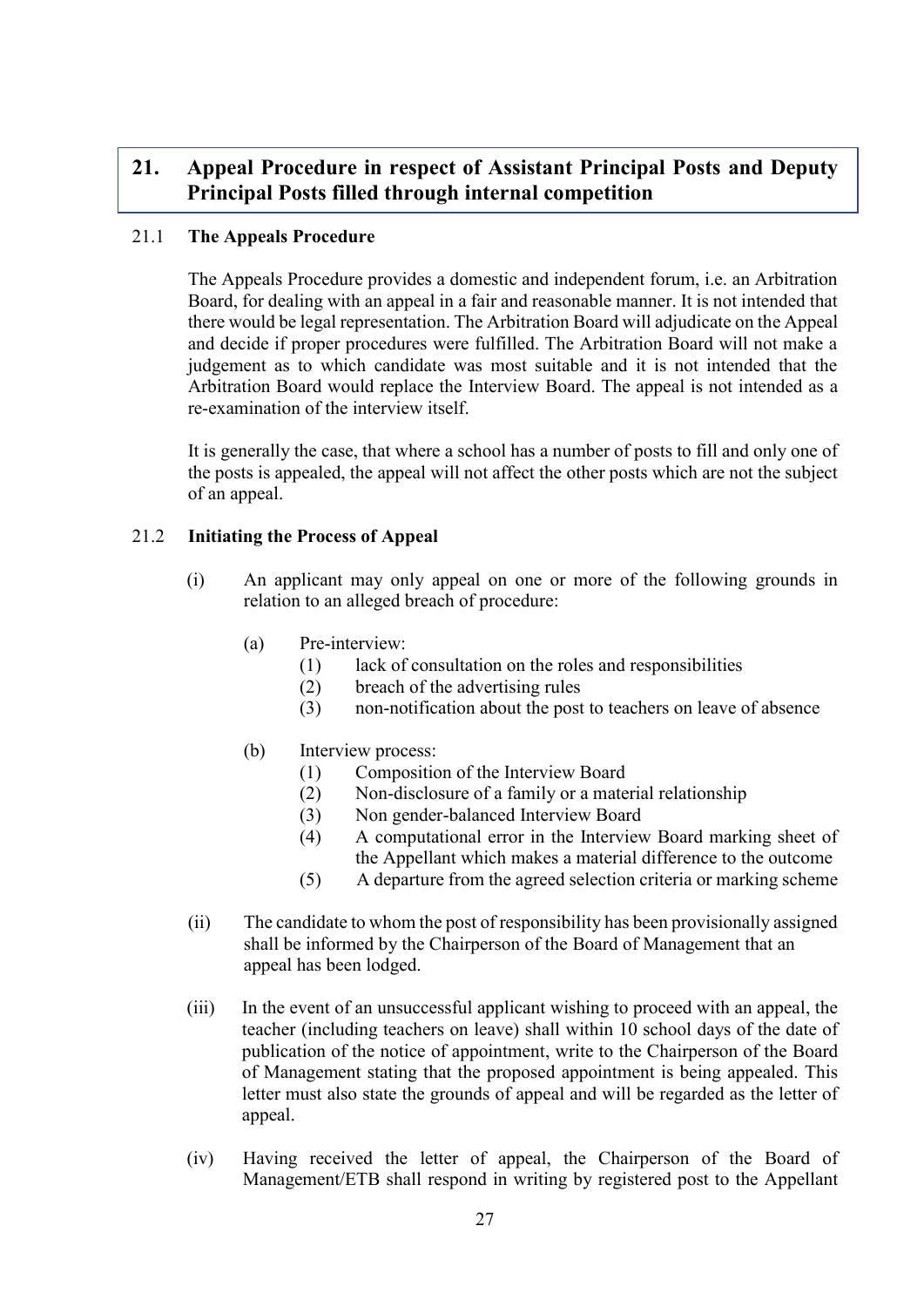## 21. Appeal Procedure in respect of Assistant Principal Posts and Deputy Principal Posts filled through internal competition

### 21.1 The Appeals Procedure

The Appeals Procedure provides a domestic and independent forum, i.e. an Arbitration Board, for dealing with an appeal in a fair and reasonable manner. It is not intended that there would be legal representation. The Arbitration Board will adjudicate on the Appeal and decide if proper procedures were fulfilled. The Arbitration Board will not make a judgement as to which candidate was most suitable and it is not intended that the Arbitration Board would replace the Interview Board. The appeal is not intended as a re-examination of the interview itself.

It is generally the case, that where a school has a number of posts to fill and only one of the posts is appealed, the appeal will not affect the other posts which are not the subject of an appeal.

### 21.2 Initiating the Process of Appeal

(i) An applicant may only appeal on one or more of the following grounds in relation to an alleged breach of procedure:

  (a) Pre-interview:
    (1) lack of consultation on the roles and responsibilities
    (2) breach of the advertising rules
    (3) non-notification about the post to teachers on leave of absence

  (b) Interview process:
    (1) Composition of the Interview Board
    (2) Non-disclosure of a family or a material relationship
    (3) Non gender-balanced Interview Board
    (4) A computational error in the Interview Board marking sheet of the Appellant which makes a material difference to the outcome
    (5) A departure from the agreed selection criteria or marking scheme

(ii) The candidate to whom the post of responsibility has been provisionally assigned shall be informed by the Chairperson of the Board of Management that an appeal has been lodged.

(iii) In the event of an unsuccessful applicant wishing to proceed with an appeal, the teacher (including teachers on leave) shall within 10 school days of the date of publication of the notice of appointment, write to the Chairperson of the Board of Management stating that the proposed appointment is being appealed. This letter must also state the grounds of appeal and will be regarded as the letter of appeal.

(iv) Having received the letter of appeal, the Chairperson of the Board of Management/ETB shall respond in writing by registered post to the Appellant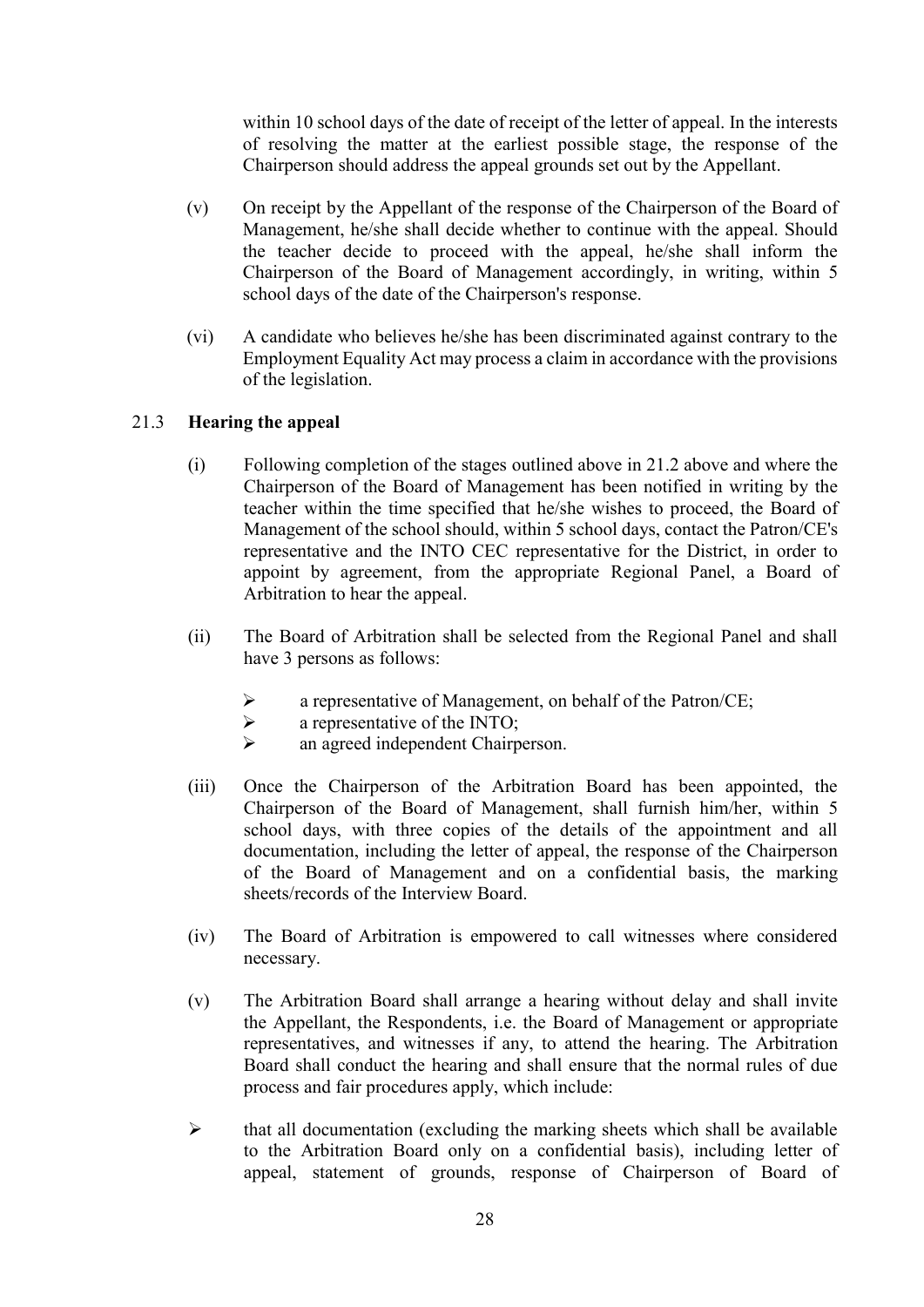within 10 school days of the date of receipt of the letter of appeal. In the interests of resolving the matter at the earliest possible stage, the response of the Chairperson should address the appeal grounds set out by the Appellant.

(v) On receipt by the Appellant of the response of the Chairperson of the Board of Management, he/she shall decide whether to continue with the appeal. Should the teacher decide to proceed with the appeal, he/she shall inform the Chairperson of the Board of Management accordingly, in writing, within 5 school days of the date of the Chairperson's response.

(vi) A candidate who believes he/she has been discriminated against contrary to the Employment Equality Act may process a claim in accordance with the provisions of the legislation.

### 21.3 **Hearing the appeal**

(i) Following completion of the stages outlined above in 21.2 above and where the Chairperson of the Board of Management has been notified in writing by the teacher within the time specified that he/she wishes to proceed, the Board of Management of the school should, within 5 school days, contact the Patron/CE's representative and the INTO CEC representative for the District, in order to appoint by agreement, from the appropriate Regional Panel, a Board of Arbitration to hear the appeal.

(ii) The Board of Arbitration shall be selected from the Regional Panel and shall have 3 persons as follows:

- a representative of Management, on behalf of the Patron/CE;
- a representative of the INTO;
- an agreed independent Chairperson.

(iii) Once the Chairperson of the Arbitration Board has been appointed, the Chairperson of the Board of Management, shall furnish him/her, within 5 school days, with three copies of the details of the appointment and all documentation, including the letter of appeal, the response of the Chairperson of the Board of Management and on a confidential basis, the marking sheets/records of the Interview Board.

(iv) The Board of Arbitration is empowered to call witnesses where considered necessary.

(v) The Arbitration Board shall arrange a hearing without delay and shall invite the Appellant, the Respondents, i.e. the Board of Management or appropriate representatives, and witnesses if any, to attend the hearing. The Arbitration Board shall conduct the hearing and shall ensure that the normal rules of due process and fair procedures apply, which include:

- that all documentation (excluding the marking sheets which shall be available to the Arbitration Board only on a confidential basis), including letter of appeal, statement of grounds, response of Chairperson of Board of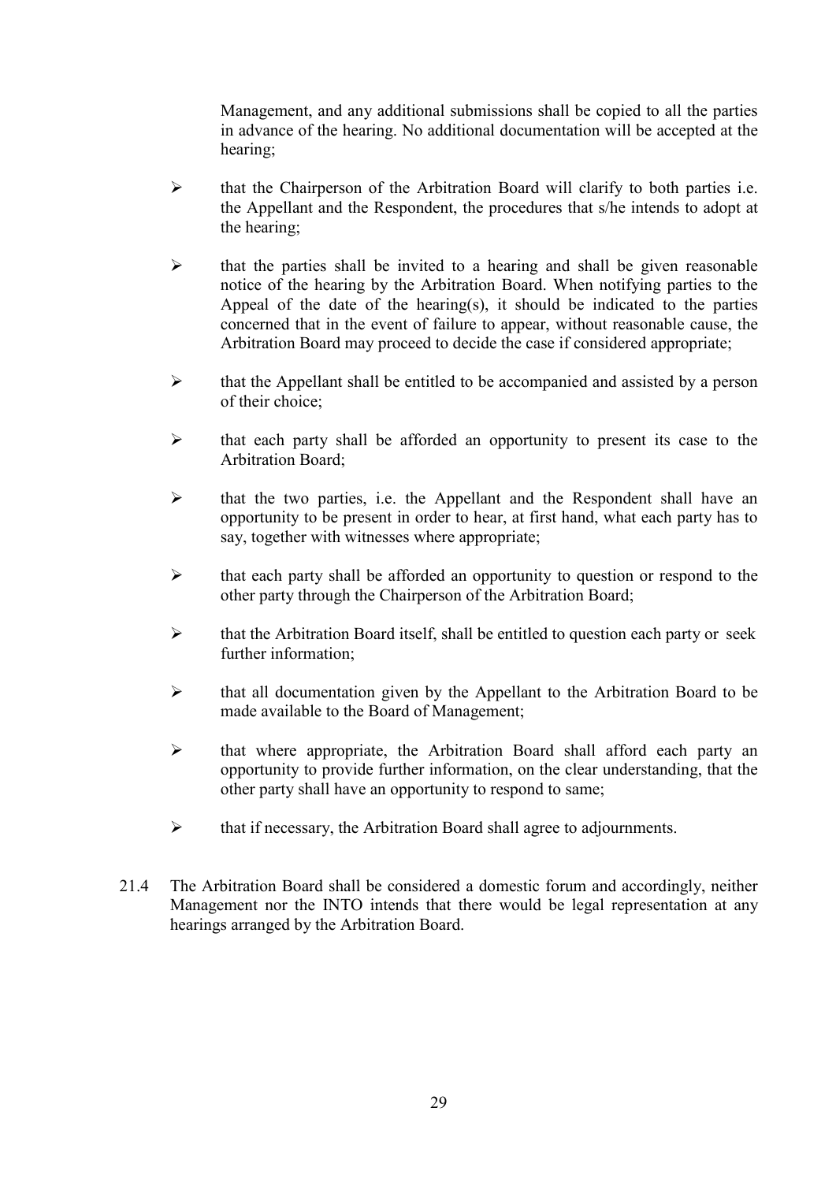Management, and any additional submissions shall be copied to all the parties in advance of the hearing. No additional documentation will be accepted at the hearing;

- that the Chairperson of the Arbitration Board will clarify to both parties i.e. the Appellant and the Respondent, the procedures that s/he intends to adopt at the hearing;
- that the parties shall be invited to a hearing and shall be given reasonable notice of the hearing by the Arbitration Board. When notifying parties to the Appeal of the date of the hearing(s), it should be indicated to the parties concerned that in the event of failure to appear, without reasonable cause, the Arbitration Board may proceed to decide the case if considered appropriate;
- that the Appellant shall be entitled to be accompanied and assisted by a person of their choice;
- that each party shall be afforded an opportunity to present its case to the Arbitration Board;
- that the two parties, i.e. the Appellant and the Respondent shall have an opportunity to be present in order to hear, at first hand, what each party has to say, together with witnesses where appropriate;
- that each party shall be afforded an opportunity to question or respond to the other party through the Chairperson of the Arbitration Board;
- that the Arbitration Board itself, shall be entitled to question each party or seek further information;
- that all documentation given by the Appellant to the Arbitration Board to be made available to the Board of Management;
- that where appropriate, the Arbitration Board shall afford each party an opportunity to provide further information, on the clear understanding, that the other party shall have an opportunity to respond to same;
- that if necessary, the Arbitration Board shall agree to adjournments.

21.4 The Arbitration Board shall be considered a domestic forum and accordingly, neither Management nor the INTO intends that there would be legal representation at any hearings arranged by the Arbitration Board.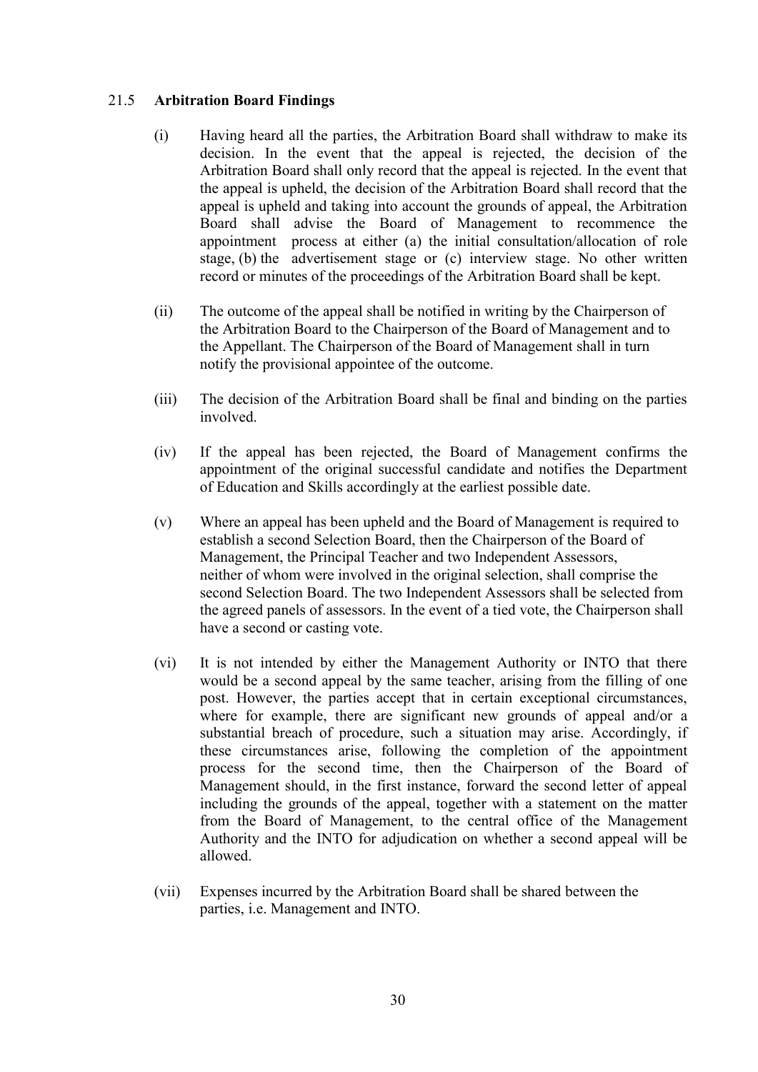### 21.5 **Arbitration Board Findings**

(i) Having heard all the parties, the Arbitration Board shall withdraw to make its decision. In the event that the appeal is rejected, the decision of the Arbitration Board shall only record that the appeal is rejected. In the event that the appeal is upheld, the decision of the Arbitration Board shall record that the appeal is upheld and taking into account the grounds of appeal, the Arbitration Board shall advise the Board of Management to recommence the appointment process at either (a) the initial consultation/allocation of role stage, (b) the advertisement stage or (c) interview stage. No other written record or minutes of the proceedings of the Arbitration Board shall be kept.

(ii) The outcome of the appeal shall be notified in writing by the Chairperson of the Arbitration Board to the Chairperson of the Board of Management and to the Appellant. The Chairperson of the Board of Management shall in turn notify the provisional appointee of the outcome.

(iii) The decision of the Arbitration Board shall be final and binding on the parties involved.

(iv) If the appeal has been rejected, the Board of Management confirms the appointment of the original successful candidate and notifies the Department of Education and Skills accordingly at the earliest possible date.

(v) Where an appeal has been upheld and the Board of Management is required to establish a second Selection Board, then the Chairperson of the Board of Management, the Principal Teacher and two Independent Assessors, neither of whom were involved in the original selection, shall comprise the second Selection Board. The two Independent Assessors shall be selected from the agreed panels of assessors. In the event of a tied vote, the Chairperson shall have a second or casting vote.

(vi) It is not intended by either the Management Authority or INTO that there would be a second appeal by the same teacher, arising from the filling of one post. However, the parties accept that in certain exceptional circumstances, where for example, there are significant new grounds of appeal and/or a substantial breach of procedure, such a situation may arise. Accordingly, if these circumstances arise, following the completion of the appointment process for the second time, then the Chairperson of the Board of Management should, in the first instance, forward the second letter of appeal including the grounds of the appeal, together with a statement on the matter from the Board of Management, to the central office of the Management Authority and the INTO for adjudication on whether a second appeal will be allowed.

(vii) Expenses incurred by the Arbitration Board shall be shared between the parties, i.e. Management and INTO.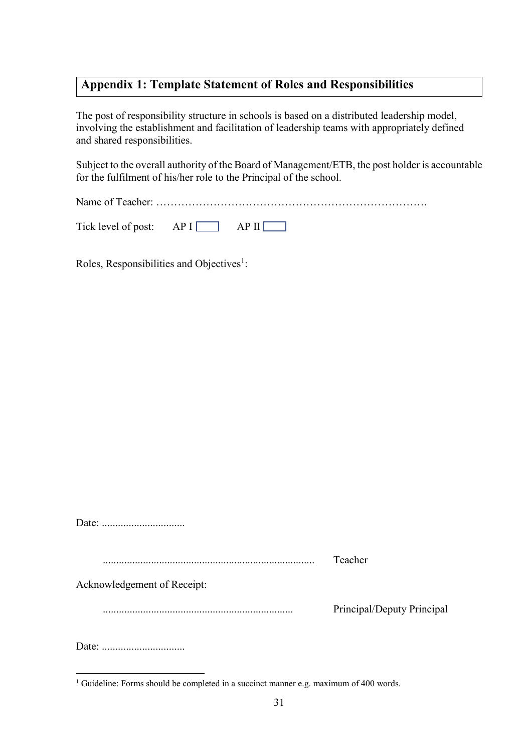## Appendix 1: Template Statement of Roles and Responsibilities

The post of responsibility structure in schools is based on a distributed leadership model, involving the establishment and facilitation of leadership teams with appropriately defined and shared responsibilities.

Subject to the overall authority of the Board of Management/ETB, the post holder is accountable for the fulfilment of his/her role to the Principal of the school.

Name of Teacher: ……………………………………………………………….

Tick level of post: AP I ☐ AP II ☐

Roles, Responsibilities and Objectives[1]:

Date: ...............................

............................................................................... Teacher

Acknowledgement of Receipt:

...................................................................... Principal/Deputy Principal

Date: ...............................

[1] Guideline: Forms should be completed in a succinct manner e.g. maximum of 400 words.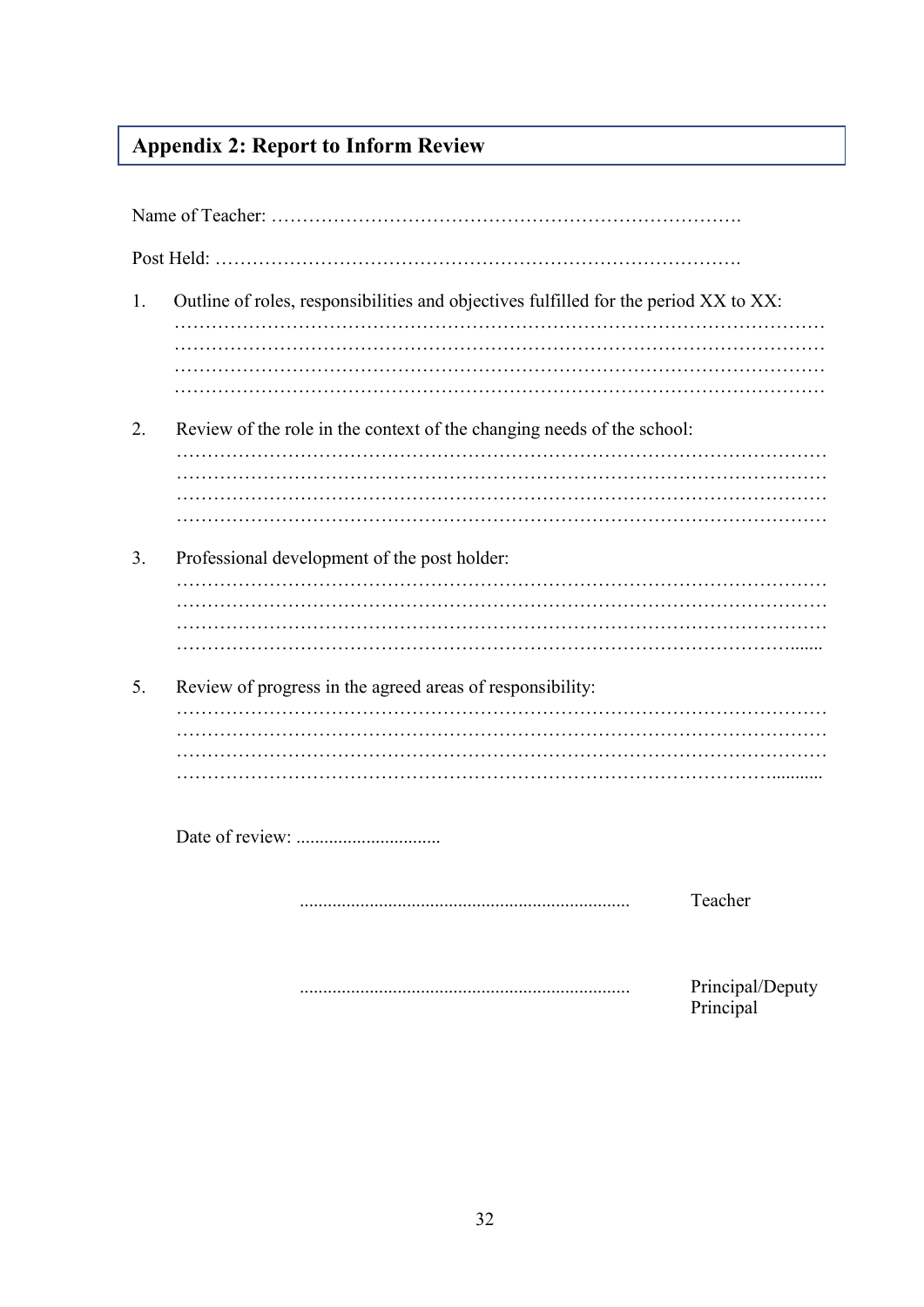## Appendix 2: Report to Inform Review

Name of Teacher: ………………………………………………………………….

Post Held: ………………………………………………………………………….

1. Outline of roles, responsibilities and objectives fulfilled for the period XX to XX:
………………………………………………………………………………………………
………………………………………………………………………………………………
………………………………………………………………………………………………
………………………………………………………………………………………………

2. Review of the role in the context of the changing needs of the school:
………………………………………………………………………………………………
………………………………………………………………………………………………
………………………………………………………………………………………………
………………………………………………………………………………………………

3. Professional development of the post holder:
………………………………………………………………………………………………
………………………………………………………………………………………………
………………………………………………………………………………………………
……………………………………………………………………………………………......

5. Review of progress in the agreed areas of responsibility:
………………………………………………………………………………………………
………………………………………………………………………………………………
………………………………………………………………………………………………
…………………………………………………………………………………………..........

Date of review: ...............................

...................................................................... Teacher

...................................................................... Principal/Deputy Principal